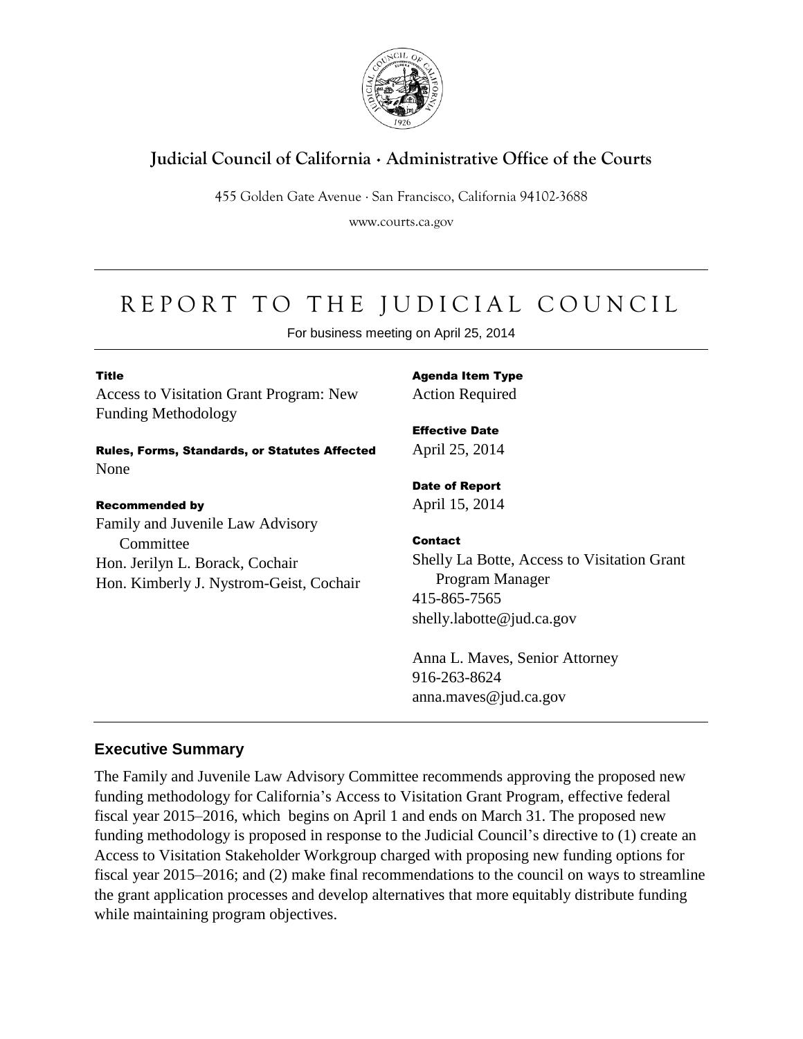**Judicial Council of California · Administrative Office of the Courts**

455 Golden Gate Avenue · San Francisco, California 94102-3688

www.courts.ca.gov

# REPORT TO THE JUDICIAL COUNCIL

For business meeting on April 25, 2014

**Title**

Access to Visitation Grant Program: New Funding Methodology

**Rules, Forms, Standards, or Statutes Affected**

None

**Recommended by**

Family and Juvenile Law Advisory Committee
Hon. Jerilyn L. Borack, Cochair
Hon. Kimberly J. Nystrom-Geist, Cochair

**Agenda Item Type**

Action Required

**Effective Date**

April 25, 2014

**Date of Report**

April 15, 2014

**Contact**

Shelly La Botte, Access to Visitation Grant Program Manager
415-865-7565
shelly.labotte@jud.ca.gov

Anna L. Maves, Senior Attorney
916-263-8624
anna.maves@jud.ca.gov

## Executive Summary

The Family and Juvenile Law Advisory Committee recommends approving the proposed new funding methodology for California's Access to Visitation Grant Program, effective federal fiscal year 2015–2016, which begins on April 1 and ends on March 31. The proposed new funding methodology is proposed in response to the Judicial Council's directive to (1) create an Access to Visitation Stakeholder Workgroup charged with proposing new funding options for fiscal year 2015–2016; and (2) make final recommendations to the council on ways to streamline the grant application processes and develop alternatives that more equitably distribute funding while maintaining program objectives.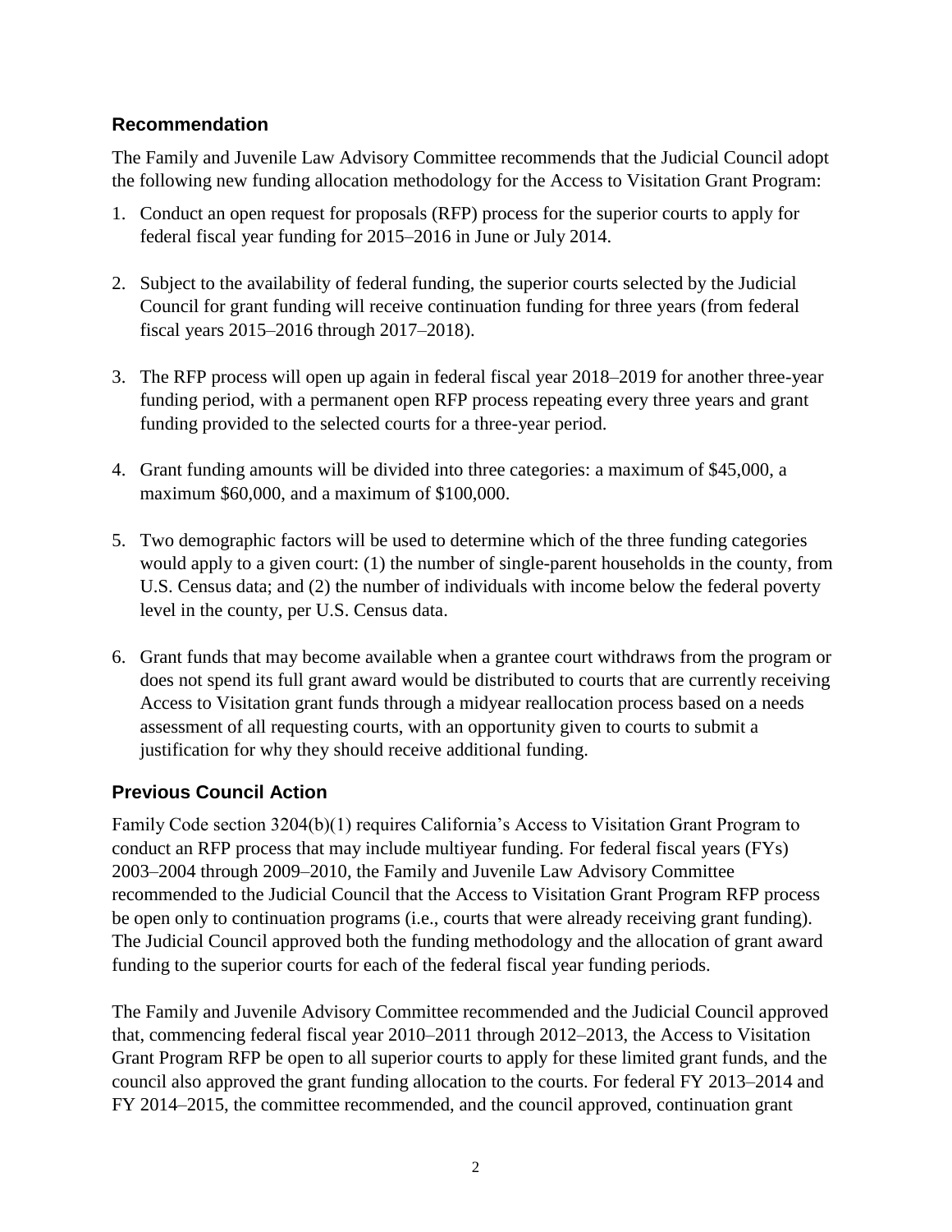## Recommendation

The Family and Juvenile Law Advisory Committee recommends that the Judicial Council adopt the following new funding allocation methodology for the Access to Visitation Grant Program:

1. Conduct an open request for proposals (RFP) process for the superior courts to apply for federal fiscal year funding for 2015–2016 in June or July 2014.

2. Subject to the availability of federal funding, the superior courts selected by the Judicial Council for grant funding will receive continuation funding for three years (from federal fiscal years 2015–2016 through 2017–2018).

3. The RFP process will open up again in federal fiscal year 2018–2019 for another three-year funding period, with a permanent open RFP process repeating every three years and grant funding provided to the selected courts for a three-year period.

4. Grant funding amounts will be divided into three categories: a maximum of $45,000, a maximum $60,000, and a maximum of $100,000.

5. Two demographic factors will be used to determine which of the three funding categories would apply to a given court: (1) the number of single-parent households in the county, from U.S. Census data; and (2) the number of individuals with income below the federal poverty level in the county, per U.S. Census data.

6. Grant funds that may become available when a grantee court withdraws from the program or does not spend its full grant award would be distributed to courts that are currently receiving Access to Visitation grant funds through a midyear reallocation process based on a needs assessment of all requesting courts, with an opportunity given to courts to submit a justification for why they should receive additional funding.

## Previous Council Action

Family Code section 3204(b)(1) requires California's Access to Visitation Grant Program to conduct an RFP process that may include multiyear funding. For federal fiscal years (FYs) 2003–2004 through 2009–2010, the Family and Juvenile Law Advisory Committee recommended to the Judicial Council that the Access to Visitation Grant Program RFP process be open only to continuation programs (i.e., courts that were already receiving grant funding). The Judicial Council approved both the funding methodology and the allocation of grant award funding to the superior courts for each of the federal fiscal year funding periods.

The Family and Juvenile Advisory Committee recommended and the Judicial Council approved that, commencing federal fiscal year 2010–2011 through 2012–2013, the Access to Visitation Grant Program RFP be open to all superior courts to apply for these limited grant funds, and the council also approved the grant funding allocation to the courts. For federal FY 2013–2014 and FY 2014–2015, the committee recommended, and the council approved, continuation grant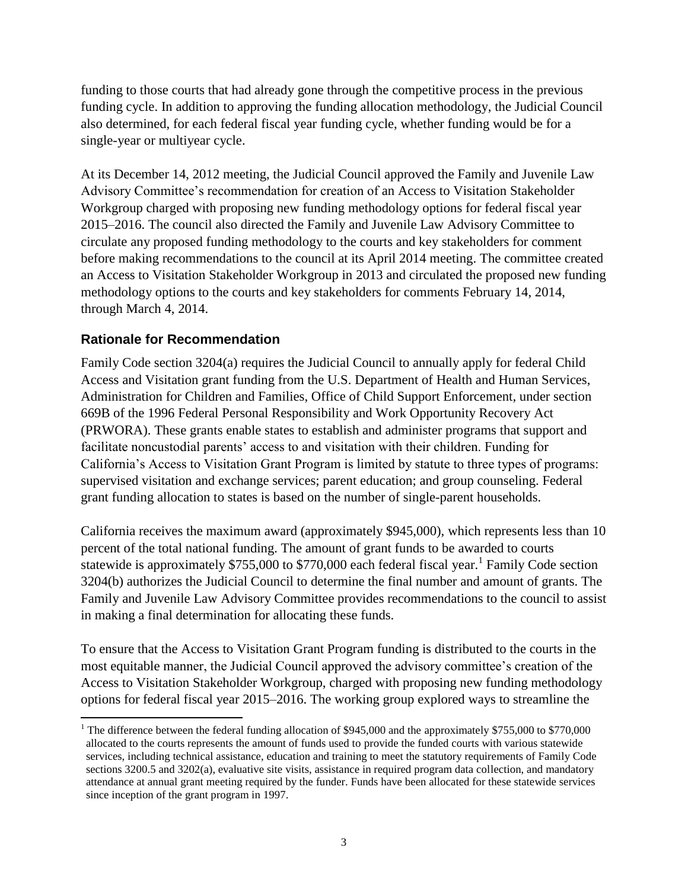funding to those courts that had already gone through the competitive process in the previous funding cycle. In addition to approving the funding allocation methodology, the Judicial Council also determined, for each federal fiscal year funding cycle, whether funding would be for a single-year or multiyear cycle.

At its December 14, 2012 meeting, the Judicial Council approved the Family and Juvenile Law Advisory Committee's recommendation for creation of an Access to Visitation Stakeholder Workgroup charged with proposing new funding methodology options for federal fiscal year 2015–2016. The council also directed the Family and Juvenile Law Advisory Committee to circulate any proposed funding methodology to the courts and key stakeholders for comment before making recommendations to the council at its April 2014 meeting. The committee created an Access to Visitation Stakeholder Workgroup in 2013 and circulated the proposed new funding methodology options to the courts and key stakeholders for comments February 14, 2014, through March 4, 2014.

## Rationale for Recommendation

Family Code section 3204(a) requires the Judicial Council to annually apply for federal Child Access and Visitation grant funding from the U.S. Department of Health and Human Services, Administration for Children and Families, Office of Child Support Enforcement, under section 669B of the 1996 Federal Personal Responsibility and Work Opportunity Recovery Act (PRWORA). These grants enable states to establish and administer programs that support and facilitate noncustodial parents' access to and visitation with their children. Funding for California's Access to Visitation Grant Program is limited by statute to three types of programs: supervised visitation and exchange services; parent education; and group counseling. Federal grant funding allocation to states is based on the number of single-parent households.

California receives the maximum award (approximately $945,000), which represents less than 10 percent of the total national funding. The amount of grant funds to be awarded to courts statewide is approximately $755,000 to $770,000 each federal fiscal year.[1] Family Code section 3204(b) authorizes the Judicial Council to determine the final number and amount of grants. The Family and Juvenile Law Advisory Committee provides recommendations to the council to assist in making a final determination for allocating these funds.

To ensure that the Access to Visitation Grant Program funding is distributed to the courts in the most equitable manner, the Judicial Council approved the advisory committee's creation of the Access to Visitation Stakeholder Workgroup, charged with proposing new funding methodology options for federal fiscal year 2015–2016. The working group explored ways to streamline the

[1] The difference between the federal funding allocation of $945,000 and the approximately $755,000 to $770,000 allocated to the courts represents the amount of funds used to provide the funded courts with various statewide services, including technical assistance, education and training to meet the statutory requirements of Family Code sections 3200.5 and 3202(a), evaluative site visits, assistance in required program data collection, and mandatory attendance at annual grant meeting required by the funder. Funds have been allocated for these statewide services since inception of the grant program in 1997.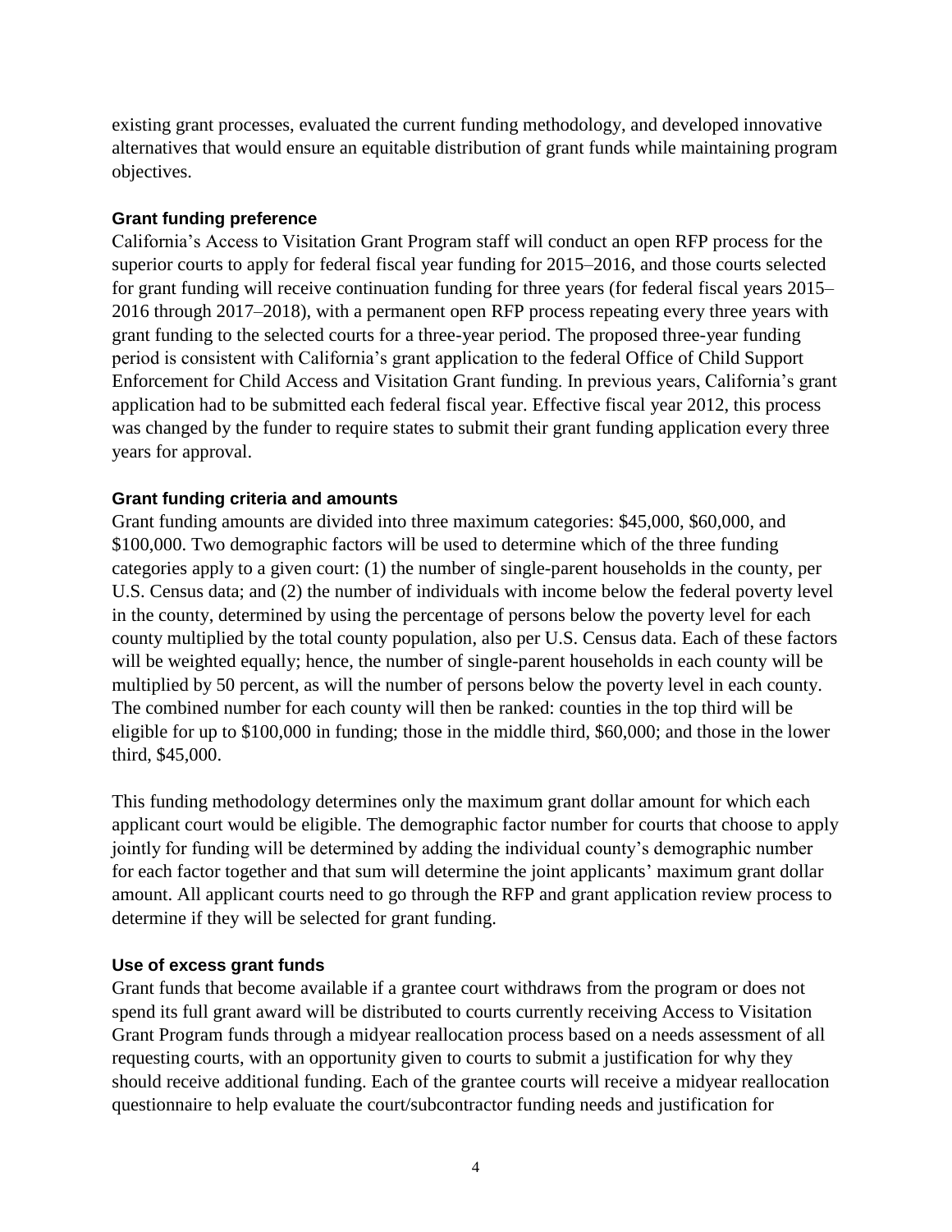existing grant processes, evaluated the current funding methodology, and developed innovative alternatives that would ensure an equitable distribution of grant funds while maintaining program objectives.

### Grant funding preference

California's Access to Visitation Grant Program staff will conduct an open RFP process for the superior courts to apply for federal fiscal year funding for 2015–2016, and those courts selected for grant funding will receive continuation funding for three years (for federal fiscal years 2015–2016 through 2017–2018), with a permanent open RFP process repeating every three years with grant funding to the selected courts for a three-year period. The proposed three-year funding period is consistent with California's grant application to the federal Office of Child Support Enforcement for Child Access and Visitation Grant funding. In previous years, California's grant application had to be submitted each federal fiscal year. Effective fiscal year 2012, this process was changed by the funder to require states to submit their grant funding application every three years for approval.

### Grant funding criteria and amounts

Grant funding amounts are divided into three maximum categories: $45,000, $60,000, and $100,000. Two demographic factors will be used to determine which of the three funding categories apply to a given court: (1) the number of single-parent households in the county, per U.S. Census data; and (2) the number of individuals with income below the federal poverty level in the county, determined by using the percentage of persons below the poverty level for each county multiplied by the total county population, also per U.S. Census data. Each of these factors will be weighted equally; hence, the number of single-parent households in each county will be multiplied by 50 percent, as will the number of persons below the poverty level in each county. The combined number for each county will then be ranked: counties in the top third will be eligible for up to $100,000 in funding; those in the middle third, $60,000; and those in the lower third, $45,000.

This funding methodology determines only the maximum grant dollar amount for which each applicant court would be eligible. The demographic factor number for courts that choose to apply jointly for funding will be determined by adding the individual county's demographic number for each factor together and that sum will determine the joint applicants' maximum grant dollar amount. All applicant courts need to go through the RFP and grant application review process to determine if they will be selected for grant funding.

### Use of excess grant funds

Grant funds that become available if a grantee court withdraws from the program or does not spend its full grant award will be distributed to courts currently receiving Access to Visitation Grant Program funds through a midyear reallocation process based on a needs assessment of all requesting courts, with an opportunity given to courts to submit a justification for why they should receive additional funding. Each of the grantee courts will receive a midyear reallocation questionnaire to help evaluate the court/subcontractor funding needs and justification for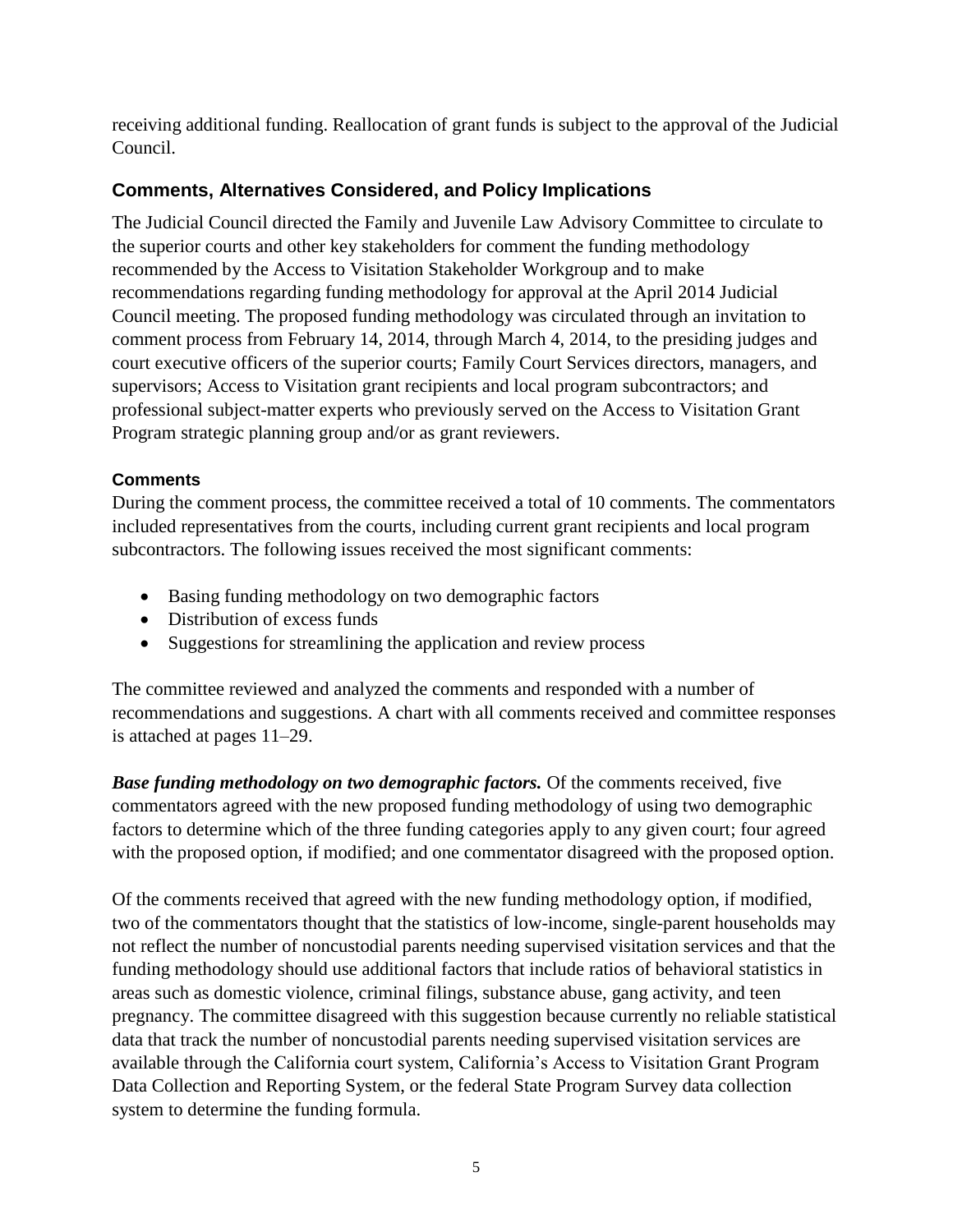receiving additional funding. Reallocation of grant funds is subject to the approval of the Judicial Council.

## Comments, Alternatives Considered, and Policy Implications

The Judicial Council directed the Family and Juvenile Law Advisory Committee to circulate to the superior courts and other key stakeholders for comment the funding methodology recommended by the Access to Visitation Stakeholder Workgroup and to make recommendations regarding funding methodology for approval at the April 2014 Judicial Council meeting. The proposed funding methodology was circulated through an invitation to comment process from February 14, 2014, through March 4, 2014, to the presiding judges and court executive officers of the superior courts; Family Court Services directors, managers, and supervisors; Access to Visitation grant recipients and local program subcontractors; and professional subject-matter experts who previously served on the Access to Visitation Grant Program strategic planning group and/or as grant reviewers.

### Comments

During the comment process, the committee received a total of 10 comments. The commentators included representatives from the courts, including current grant recipients and local program subcontractors. The following issues received the most significant comments:

- Basing funding methodology on two demographic factors
- Distribution of excess funds
- Suggestions for streamlining the application and review process

The committee reviewed and analyzed the comments and responded with a number of recommendations and suggestions. A chart with all comments received and committee responses is attached at pages 11–29.

***Base funding methodology on two demographic factors.*** Of the comments received, five commentators agreed with the new proposed funding methodology of using two demographic factors to determine which of the three funding categories apply to any given court; four agreed with the proposed option, if modified; and one commentator disagreed with the proposed option.

Of the comments received that agreed with the new funding methodology option, if modified, two of the commentators thought that the statistics of low-income, single-parent households may not reflect the number of noncustodial parents needing supervised visitation services and that the funding methodology should use additional factors that include ratios of behavioral statistics in areas such as domestic violence, criminal filings, substance abuse, gang activity, and teen pregnancy. The committee disagreed with this suggestion because currently no reliable statistical data that track the number of noncustodial parents needing supervised visitation services are available through the California court system, California's Access to Visitation Grant Program Data Collection and Reporting System, or the federal State Program Survey data collection system to determine the funding formula.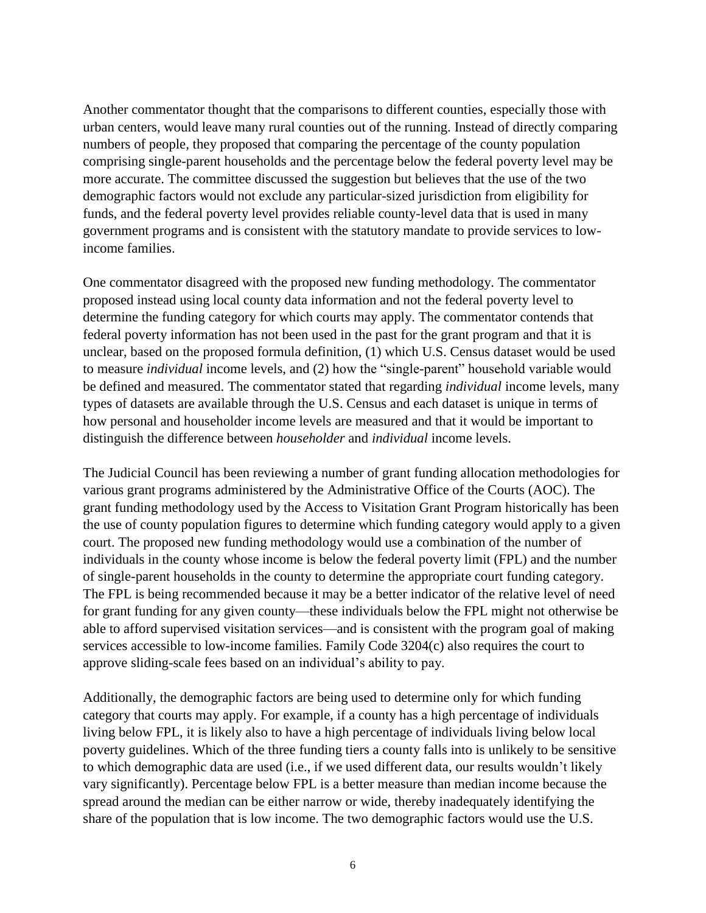Another commentator thought that the comparisons to different counties, especially those with urban centers, would leave many rural counties out of the running. Instead of directly comparing numbers of people, they proposed that comparing the percentage of the county population comprising single-parent households and the percentage below the federal poverty level may be more accurate. The committee discussed the suggestion but believes that the use of the two demographic factors would not exclude any particular-sized jurisdiction from eligibility for funds, and the federal poverty level provides reliable county-level data that is used in many government programs and is consistent with the statutory mandate to provide services to low-income families.

One commentator disagreed with the proposed new funding methodology. The commentator proposed instead using local county data information and not the federal poverty level to determine the funding category for which courts may apply. The commentator contends that federal poverty information has not been used in the past for the grant program and that it is unclear, based on the proposed formula definition, (1) which U.S. Census dataset would be used to measure *individual* income levels, and (2) how the "single-parent" household variable would be defined and measured. The commentator stated that regarding *individual* income levels, many types of datasets are available through the U.S. Census and each dataset is unique in terms of how personal and householder income levels are measured and that it would be important to distinguish the difference between *householder* and *individual* income levels.

The Judicial Council has been reviewing a number of grant funding allocation methodologies for various grant programs administered by the Administrative Office of the Courts (AOC). The grant funding methodology used by the Access to Visitation Grant Program historically has been the use of county population figures to determine which funding category would apply to a given court. The proposed new funding methodology would use a combination of the number of individuals in the county whose income is below the federal poverty limit (FPL) and the number of single-parent households in the county to determine the appropriate court funding category. The FPL is being recommended because it may be a better indicator of the relative level of need for grant funding for any given county—these individuals below the FPL might not otherwise be able to afford supervised visitation services—and is consistent with the program goal of making services accessible to low-income families. Family Code 3204(c) also requires the court to approve sliding-scale fees based on an individual's ability to pay.

Additionally, the demographic factors are being used to determine only for which funding category that courts may apply. For example, if a county has a high percentage of individuals living below FPL, it is likely also to have a high percentage of individuals living below local poverty guidelines. Which of the three funding tiers a county falls into is unlikely to be sensitive to which demographic data are used (i.e., if we used different data, our results wouldn't likely vary significantly). Percentage below FPL is a better measure than median income because the spread around the median can be either narrow or wide, thereby inadequately identifying the share of the population that is low income. The two demographic factors would use the U.S.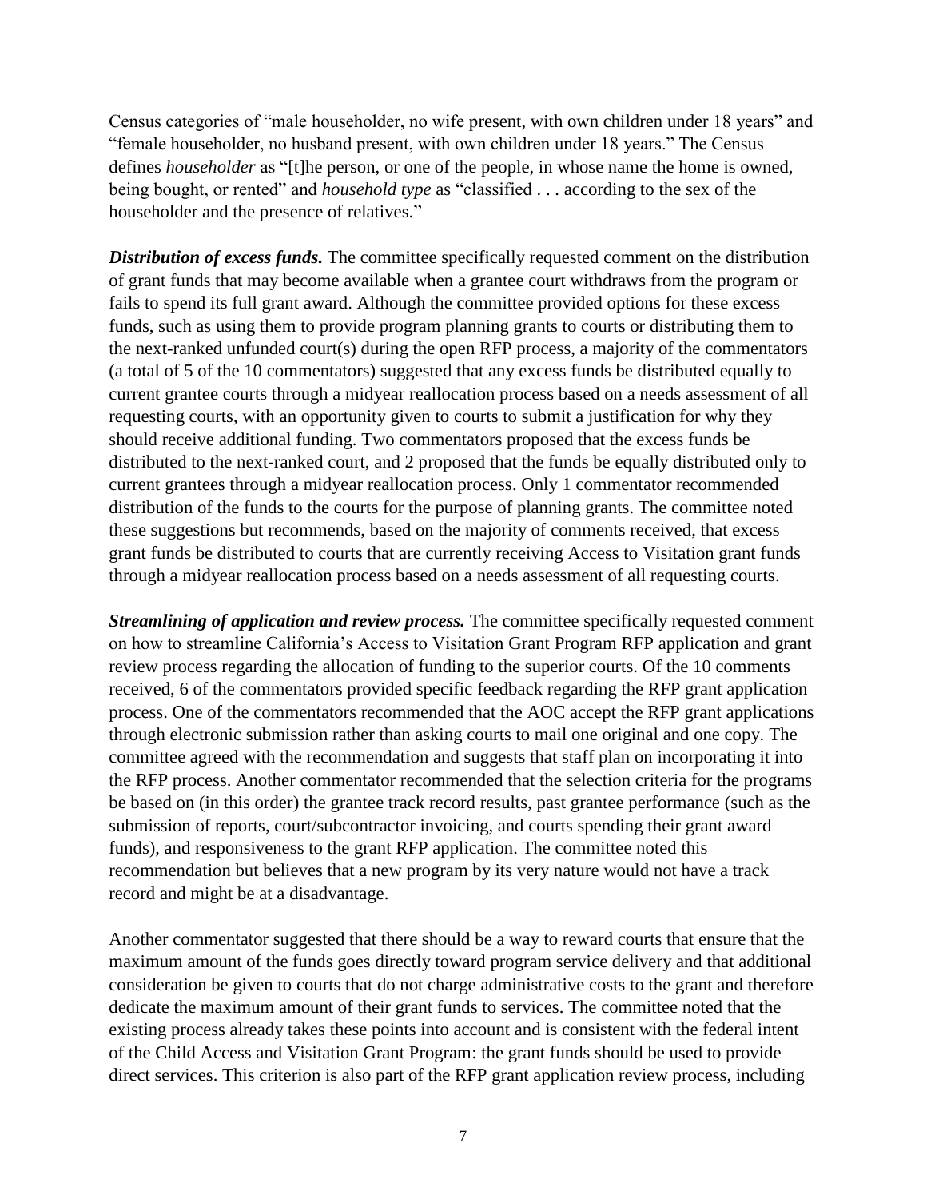Census categories of "male householder, no wife present, with own children under 18 years" and "female householder, no husband present, with own children under 18 years." The Census defines *householder* as "[t]he person, or one of the people, in whose name the home is owned, being bought, or rented" and *household type* as "classified . . . according to the sex of the householder and the presence of relatives."

***Distribution of excess funds.*** The committee specifically requested comment on the distribution of grant funds that may become available when a grantee court withdraws from the program or fails to spend its full grant award. Although the committee provided options for these excess funds, such as using them to provide program planning grants to courts or distributing them to the next-ranked unfunded court(s) during the open RFP process, a majority of the commentators (a total of 5 of the 10 commentators) suggested that any excess funds be distributed equally to current grantee courts through a midyear reallocation process based on a needs assessment of all requesting courts, with an opportunity given to courts to submit a justification for why they should receive additional funding. Two commentators proposed that the excess funds be distributed to the next-ranked court, and 2 proposed that the funds be equally distributed only to current grantees through a midyear reallocation process. Only 1 commentator recommended distribution of the funds to the courts for the purpose of planning grants. The committee noted these suggestions but recommends, based on the majority of comments received, that excess grant funds be distributed to courts that are currently receiving Access to Visitation grant funds through a midyear reallocation process based on a needs assessment of all requesting courts.

***Streamlining of application and review process.*** The committee specifically requested comment on how to streamline California's Access to Visitation Grant Program RFP application and grant review process regarding the allocation of funding to the superior courts. Of the 10 comments received, 6 of the commentators provided specific feedback regarding the RFP grant application process. One of the commentators recommended that the AOC accept the RFP grant applications through electronic submission rather than asking courts to mail one original and one copy. The committee agreed with the recommendation and suggests that staff plan on incorporating it into the RFP process. Another commentator recommended that the selection criteria for the programs be based on (in this order) the grantee track record results, past grantee performance (such as the submission of reports, court/subcontractor invoicing, and courts spending their grant award funds), and responsiveness to the grant RFP application. The committee noted this recommendation but believes that a new program by its very nature would not have a track record and might be at a disadvantage.

Another commentator suggested that there should be a way to reward courts that ensure that the maximum amount of the funds goes directly toward program service delivery and that additional consideration be given to courts that do not charge administrative costs to the grant and therefore dedicate the maximum amount of their grant funds to services. The committee noted that the existing process already takes these points into account and is consistent with the federal intent of the Child Access and Visitation Grant Program: the grant funds should be used to provide direct services. This criterion is also part of the RFP grant application review process, including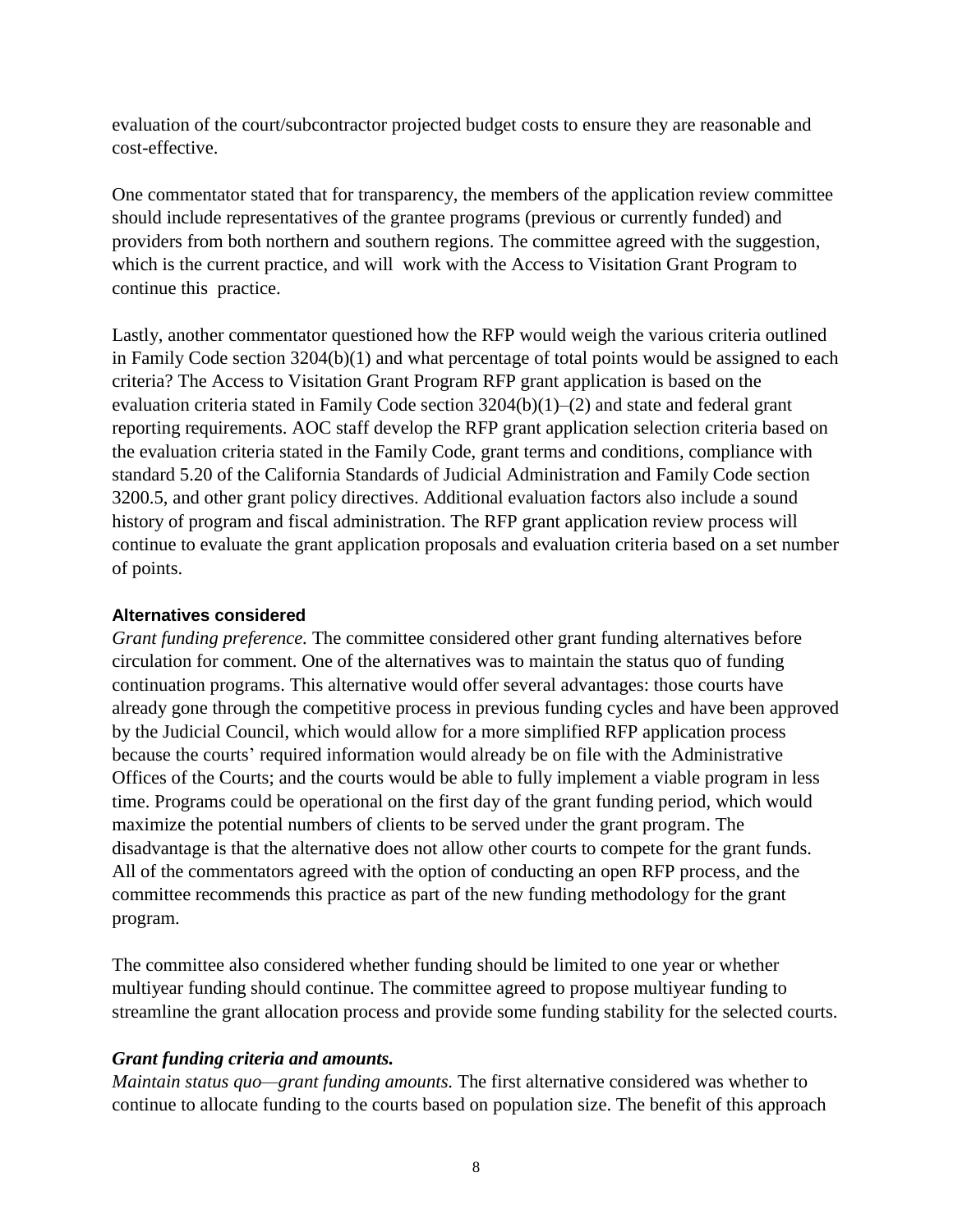evaluation of the court/subcontractor projected budget costs to ensure they are reasonable and cost-effective.

One commentator stated that for transparency, the members of the application review committee should include representatives of the grantee programs (previous or currently funded) and providers from both northern and southern regions. The committee agreed with the suggestion, which is the current practice, and will work with the Access to Visitation Grant Program to continue this practice.

Lastly, another commentator questioned how the RFP would weigh the various criteria outlined in Family Code section 3204(b)(1) and what percentage of total points would be assigned to each criteria? The Access to Visitation Grant Program RFP grant application is based on the evaluation criteria stated in Family Code section 3204(b)(1)–(2) and state and federal grant reporting requirements. AOC staff develop the RFP grant application selection criteria based on the evaluation criteria stated in the Family Code, grant terms and conditions, compliance with standard 5.20 of the California Standards of Judicial Administration and Family Code section 3200.5, and other grant policy directives. Additional evaluation factors also include a sound history of program and fiscal administration. The RFP grant application review process will continue to evaluate the grant application proposals and evaluation criteria based on a set number of points.

### Alternatives considered

*Grant funding preference.* The committee considered other grant funding alternatives before circulation for comment. One of the alternatives was to maintain the status quo of funding continuation programs. This alternative would offer several advantages: those courts have already gone through the competitive process in previous funding cycles and have been approved by the Judicial Council, which would allow for a more simplified RFP application process because the courts' required information would already be on file with the Administrative Offices of the Courts; and the courts would be able to fully implement a viable program in less time. Programs could be operational on the first day of the grant funding period, which would maximize the potential numbers of clients to be served under the grant program. The disadvantage is that the alternative does not allow other courts to compete for the grant funds. All of the commentators agreed with the option of conducting an open RFP process, and the committee recommends this practice as part of the new funding methodology for the grant program.

The committee also considered whether funding should be limited to one year or whether multiyear funding should continue. The committee agreed to propose multiyear funding to streamline the grant allocation process and provide some funding stability for the selected courts.

***Grant funding criteria and amounts.***

*Maintain status quo—grant funding amounts.* The first alternative considered was whether to continue to allocate funding to the courts based on population size. The benefit of this approach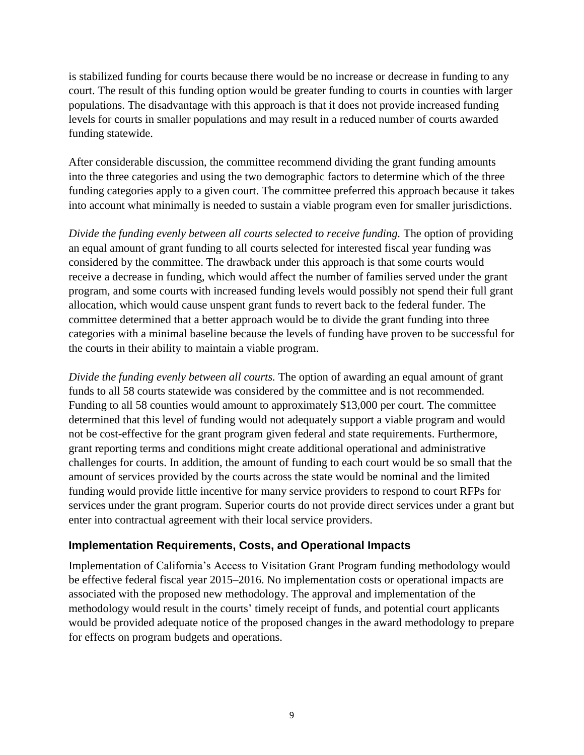is stabilized funding for courts because there would be no increase or decrease in funding to any court. The result of this funding option would be greater funding to courts in counties with larger populations. The disadvantage with this approach is that it does not provide increased funding levels for courts in smaller populations and may result in a reduced number of courts awarded funding statewide.

After considerable discussion, the committee recommend dividing the grant funding amounts into the three categories and using the two demographic factors to determine which of the three funding categories apply to a given court. The committee preferred this approach because it takes into account what minimally is needed to sustain a viable program even for smaller jurisdictions.

*Divide the funding evenly between all courts selected to receive funding.* The option of providing an equal amount of grant funding to all courts selected for interested fiscal year funding was considered by the committee. The drawback under this approach is that some courts would receive a decrease in funding, which would affect the number of families served under the grant program, and some courts with increased funding levels would possibly not spend their full grant allocation, which would cause unspent grant funds to revert back to the federal funder. The committee determined that a better approach would be to divide the grant funding into three categories with a minimal baseline because the levels of funding have proven to be successful for the courts in their ability to maintain a viable program.

*Divide the funding evenly between all courts.* The option of awarding an equal amount of grant funds to all 58 courts statewide was considered by the committee and is not recommended. Funding to all 58 counties would amount to approximately $13,000 per court. The committee determined that this level of funding would not adequately support a viable program and would not be cost-effective for the grant program given federal and state requirements. Furthermore, grant reporting terms and conditions might create additional operational and administrative challenges for courts. In addition, the amount of funding to each court would be so small that the amount of services provided by the courts across the state would be nominal and the limited funding would provide little incentive for many service providers to respond to court RFPs for services under the grant program. Superior courts do not provide direct services under a grant but enter into contractual agreement with their local service providers.

## Implementation Requirements, Costs, and Operational Impacts

Implementation of California's Access to Visitation Grant Program funding methodology would be effective federal fiscal year 2015–2016. No implementation costs or operational impacts are associated with the proposed new methodology. The approval and implementation of the methodology would result in the courts' timely receipt of funds, and potential court applicants would be provided adequate notice of the proposed changes in the award methodology to prepare for effects on program budgets and operations.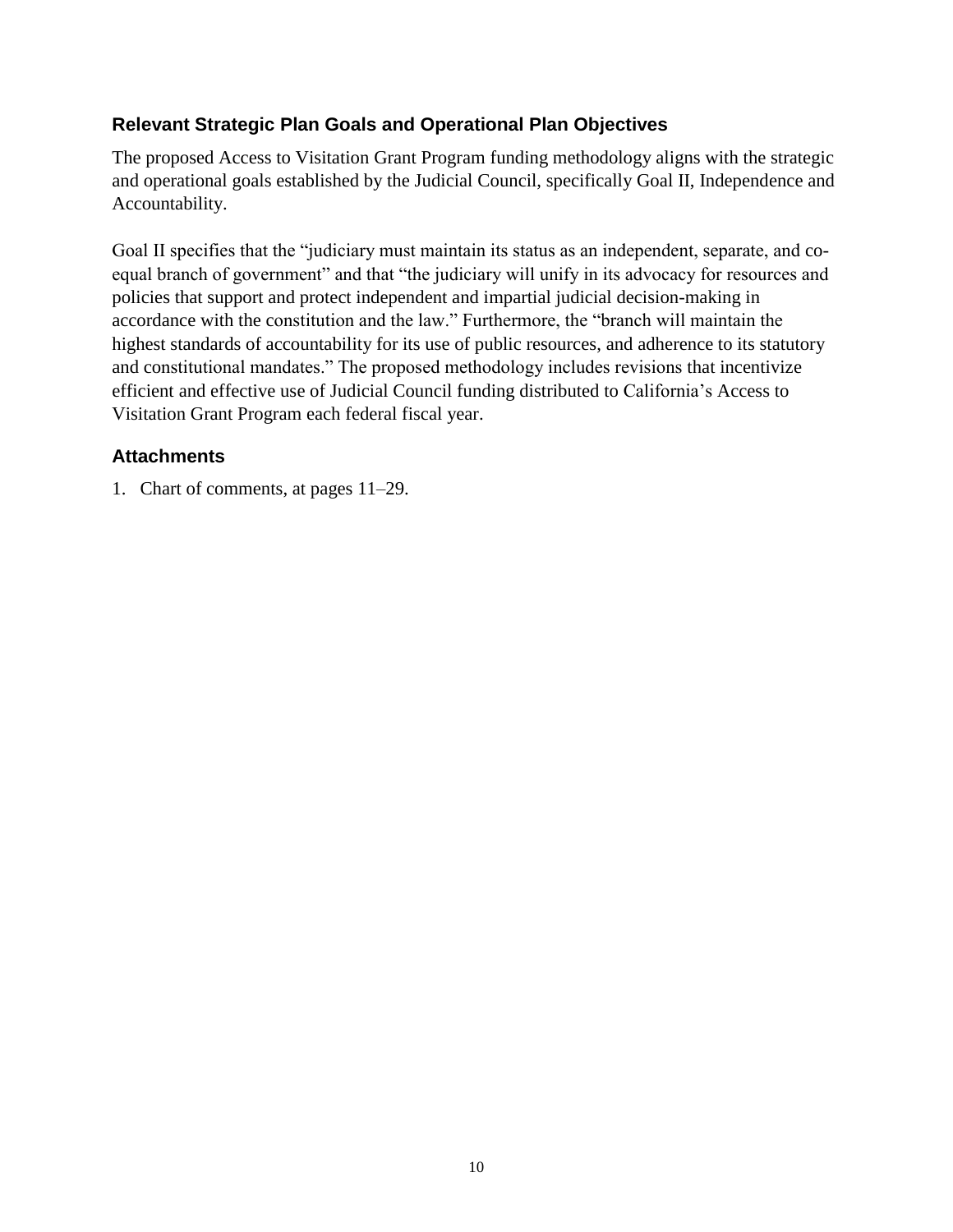## Relevant Strategic Plan Goals and Operational Plan Objectives

The proposed Access to Visitation Grant Program funding methodology aligns with the strategic and operational goals established by the Judicial Council, specifically Goal II, Independence and Accountability.

Goal II specifies that the "judiciary must maintain its status as an independent, separate, and co-equal branch of government" and that "the judiciary will unify in its advocacy for resources and policies that support and protect independent and impartial judicial decision-making in accordance with the constitution and the law." Furthermore, the "branch will maintain the highest standards of accountability for its use of public resources, and adherence to its statutory and constitutional mandates." The proposed methodology includes revisions that incentivize efficient and effective use of Judicial Council funding distributed to California's Access to Visitation Grant Program each federal fiscal year.

## Attachments

1. Chart of comments, at pages 11–29.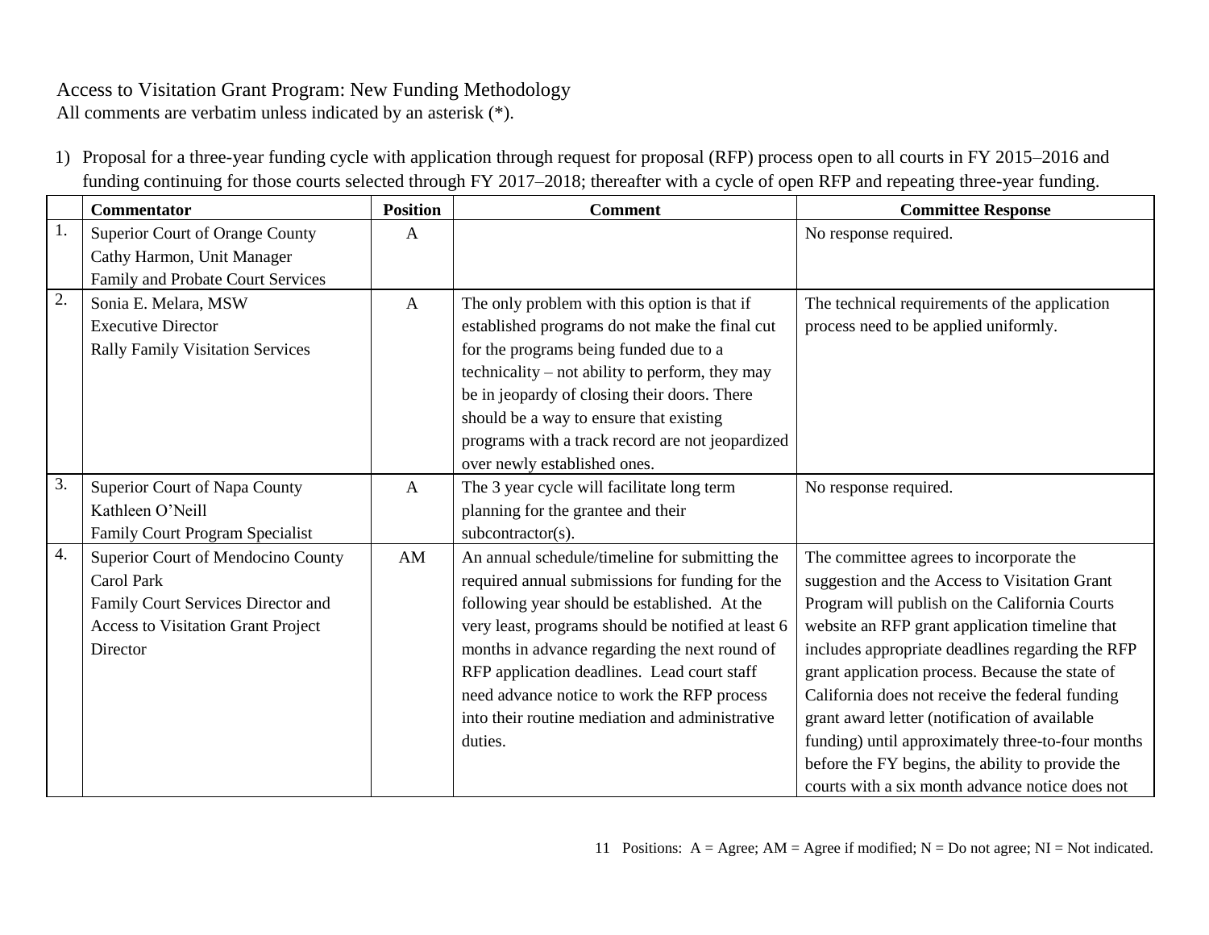Access to Visitation Grant Program: New Funding Methodology
All comments are verbatim unless indicated by an asterisk (*).

1) Proposal for a three-year funding cycle with application through request for proposal (RFP) process open to all courts in FY 2015–2016 and funding continuing for those courts selected through FY 2017–2018; thereafter with a cycle of open RFP and repeating three-year funding.

| | Commentator | Position | Comment | Committee Response |
|---|---|---|---|---|
| 1. | Superior Court of Orange County<br>Cathy Harmon, Unit Manager<br>Family and Probate Court Services | A | | No response required. |
| 2. | Sonia E. Melara, MSW<br>Executive Director<br>Rally Family Visitation Services | A | The only problem with this option is that if established programs do not make the final cut for the programs being funded due to a technicality – not ability to perform, they may be in jeopardy of closing their doors. There should be a way to ensure that existing programs with a track record are not jeopardized over newly established ones. | The technical requirements of the application process need to be applied uniformly. |
| 3. | Superior Court of Napa County<br>Kathleen O'Neill<br>Family Court Program Specialist | A | The 3 year cycle will facilitate long term planning for the grantee and their subcontractor(s). | No response required. |
| 4. | Superior Court of Mendocino County<br>Carol Park<br>Family Court Services Director and Access to Visitation Grant Project Director | AM | An annual schedule/timeline for submitting the required annual submissions for funding for the following year should be established. At the very least, programs should be notified at least 6 months in advance regarding the next round of RFP application deadlines. Lead court staff need advance notice to work the RFP process into their routine mediation and administrative duties. | The committee agrees to incorporate the suggestion and the Access to Visitation Grant Program will publish on the California Courts website an RFP grant application timeline that includes appropriate deadlines regarding the RFP grant application process. Because the state of California does not receive the federal funding grant award letter (notification of available funding) until approximately three-to-four months before the FY begins, the ability to provide the courts with a six month advance notice does not |

Positions: A = Agree; AM = Agree if modified; N = Do not agree; NI = Not indicated.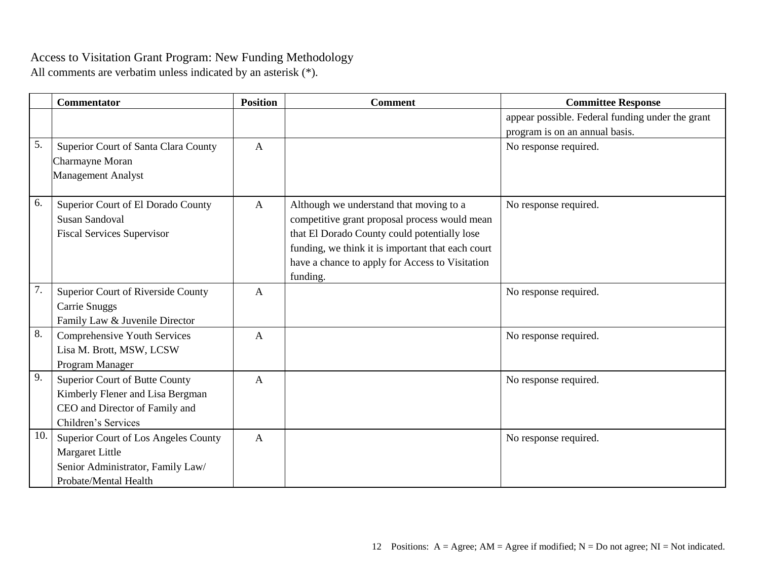Access to Visitation Grant Program: New Funding Methodology
All comments are verbatim unless indicated by an asterisk (*).

| | Commentator | Position | Comment | Committee Response |
|---|---|---|---|---|
| | | | | appear possible. Federal funding under the grant program is on an annual basis. |
| 5. | Superior Court of Santa Clara County<br>Charmayne Moran<br>Management Analyst | A | | No response required. |
| 6. | Superior Court of El Dorado County<br>Susan Sandoval<br>Fiscal Services Supervisor | A | Although we understand that moving to a competitive grant proposal process would mean that El Dorado County could potentially lose funding, we think it is important that each court have a chance to apply for Access to Visitation funding. | No response required. |
| 7. | Superior Court of Riverside County<br>Carrie Snuggs<br>Family Law & Juvenile Director | A | | No response required. |
| 8. | Comprehensive Youth Services<br>Lisa M. Brott, MSW, LCSW<br>Program Manager | A | | No response required. |
| 9. | Superior Court of Butte County<br>Kimberly Flener and Lisa Bergman<br>CEO and Director of Family and Children's Services | A | | No response required. |
| 10. | Superior Court of Los Angeles County<br>Margaret Little<br>Senior Administrator, Family Law/ Probate/Mental Health | A | | No response required. |

Positions: A = Agree; AM = Agree if modified; N = Do not agree; NI = Not indicated.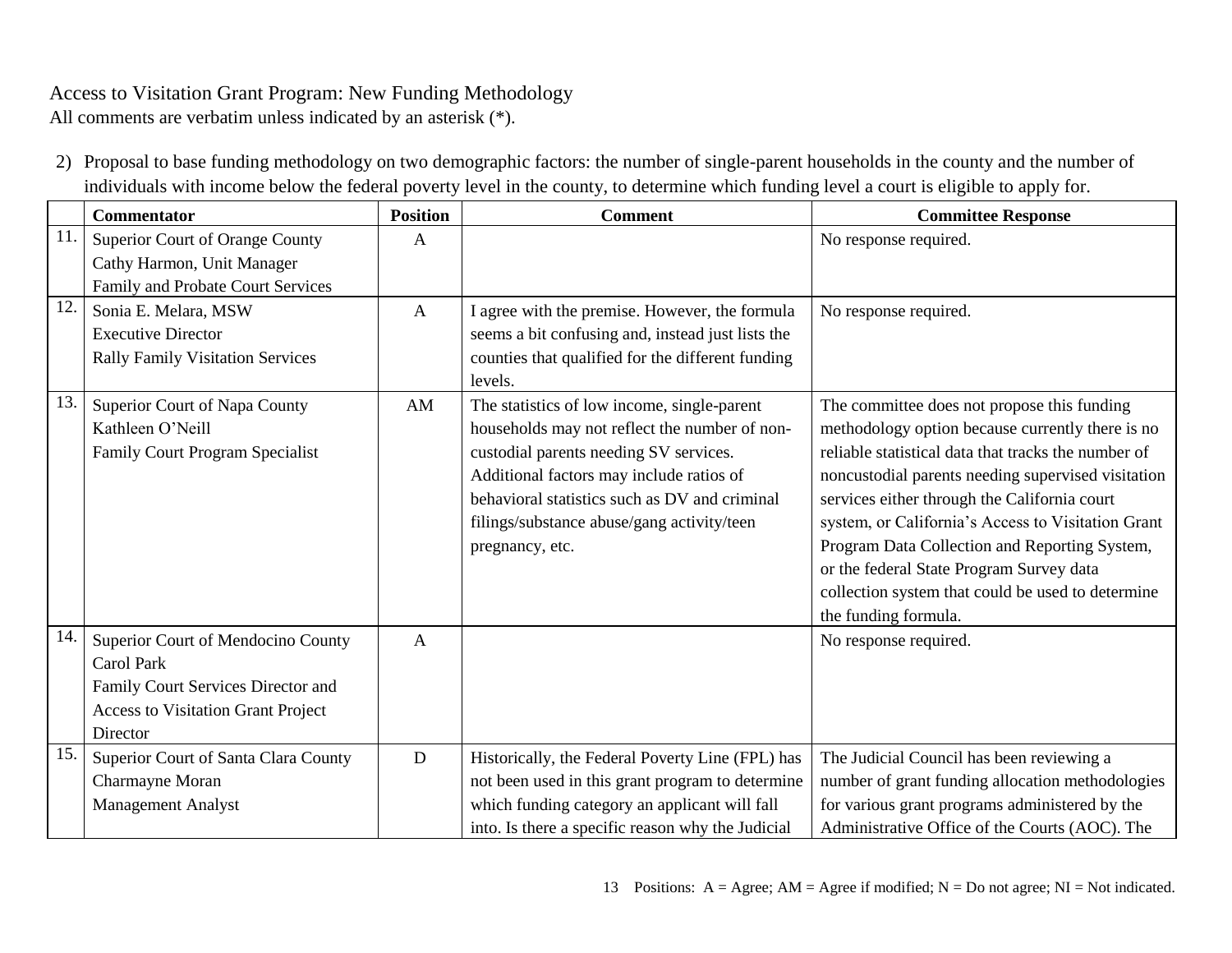Access to Visitation Grant Program: New Funding Methodology
All comments are verbatim unless indicated by an asterisk (*).

2) Proposal to base funding methodology on two demographic factors: the number of single-parent households in the county and the number of individuals with income below the federal poverty level in the county, to determine which funding level a court is eligible to apply for.

| | Commentator | Position | Comment | Committee Response |
|---|---|---|---|---|
| 11. | Superior Court of Orange County<br>Cathy Harmon, Unit Manager<br>Family and Probate Court Services | A | | No response required. |
| 12. | Sonia E. Melara, MSW<br>Executive Director<br>Rally Family Visitation Services | A | I agree with the premise. However, the formula seems a bit confusing and, instead just lists the counties that qualified for the different funding levels. | No response required. |
| 13. | Superior Court of Napa County<br>Kathleen O'Neill<br>Family Court Program Specialist | AM | The statistics of low income, single-parent households may not reflect the number of non-custodial parents needing SV services. Additional factors may include ratios of behavioral statistics such as DV and criminal filings/substance abuse/gang activity/teen pregnancy, etc. | The committee does not propose this funding methodology option because currently there is no reliable statistical data that tracks the number of noncustodial parents needing supervised visitation services either through the California court system, or California's Access to Visitation Grant Program Data Collection and Reporting System, or the federal State Program Survey data collection system that could be used to determine the funding formula. |
| 14. | Superior Court of Mendocino County<br>Carol Park<br>Family Court Services Director and Access to Visitation Grant Project Director | A | | No response required. |
| 15. | Superior Court of Santa Clara County<br>Charmayne Moran<br>Management Analyst | D | Historically, the Federal Poverty Line (FPL) has not been used in this grant program to determine which funding category an applicant will fall into. Is there a specific reason why the Judicial | The Judicial Council has been reviewing a number of grant funding allocation methodologies for various grant programs administered by the Administrative Office of the Courts (AOC). The |

Positions: A = Agree; AM = Agree if modified; N = Do not agree; NI = Not indicated.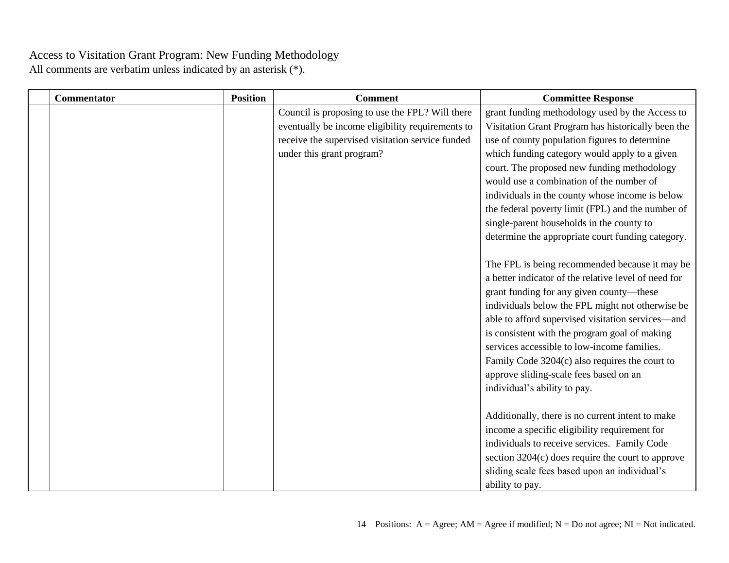Access to Visitation Grant Program: New Funding Methodology
All comments are verbatim unless indicated by an asterisk (*).

| | Commentator | Position | Comment | Committee Response |
|---|---|---|---|---|
| | | | Council is proposing to use the FPL? Will there eventually be income eligibility requirements to receive the supervised visitation service funded under this grant program? | grant funding methodology used by the Access to Visitation Grant Program has historically been the use of county population figures to determine which funding category would apply to a given court. The proposed new funding methodology would use a combination of the number of individuals in the county whose income is below the federal poverty limit (FPL) and the number of single-parent households in the county to determine the appropriate court funding category.<br><br>The FPL is being recommended because it may be a better indicator of the relative level of need for grant funding for any given county—these individuals below the FPL might not otherwise be able to afford supervised visitation services—and is consistent with the program goal of making services accessible to low-income families. Family Code 3204(c) also requires the court to approve sliding-scale fees based on an individual's ability to pay.<br><br>Additionally, there is no current intent to make income a specific eligibility requirement for individuals to receive services. Family Code section 3204(c) does require the court to approve sliding scale fees based upon an individual's ability to pay. |

Positions: A = Agree; AM = Agree if modified; N = Do not agree; NI = Not indicated.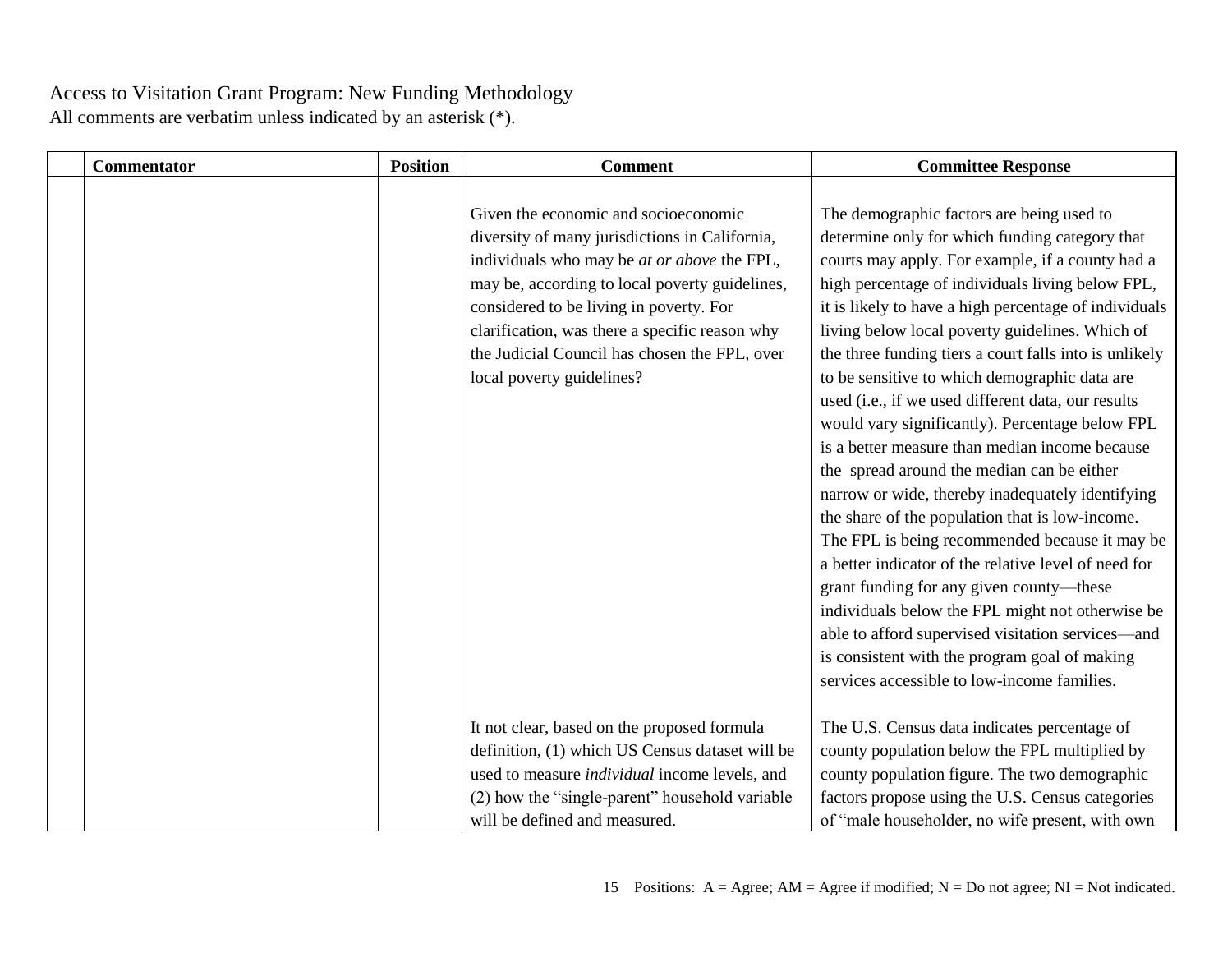Access to Visitation Grant Program: New Funding Methodology
All comments are verbatim unless indicated by an asterisk (*).

| | Commentator | Position | Comment | Committee Response |
|---|---|---|---|---|
| | | | Given the economic and socioeconomic diversity of many jurisdictions in California, individuals who may be *at or above* the FPL, may be, according to local poverty guidelines, considered to be living in poverty. For clarification, was there a specific reason why the Judicial Council has chosen the FPL, over local poverty guidelines? | The demographic factors are being used to determine only for which funding category that courts may apply. For example, if a county had a high percentage of individuals living below FPL, it is likely to have a high percentage of individuals living below local poverty guidelines. Which of the three funding tiers a court falls into is unlikely to be sensitive to which demographic data are used (i.e., if we used different data, our results would vary significantly). Percentage below FPL is a better measure than median income because the spread around the median can be either narrow or wide, thereby inadequately identifying the share of the population that is low-income. The FPL is being recommended because it may be a better indicator of the relative level of need for grant funding for any given county—these individuals below the FPL might not otherwise be able to afford supervised visitation services—and is consistent with the program goal of making services accessible to low-income families. |
| | | | It not clear, based on the proposed formula definition, (1) which US Census dataset will be used to measure *individual* income levels, and (2) how the "single-parent" household variable will be defined and measured. | The U.S. Census data indicates percentage of county population below the FPL multiplied by county population figure. The two demographic factors propose using the U.S. Census categories of "male householder, no wife present, with own |

Positions: A = Agree; AM = Agree if modified; N = Do not agree; NI = Not indicated.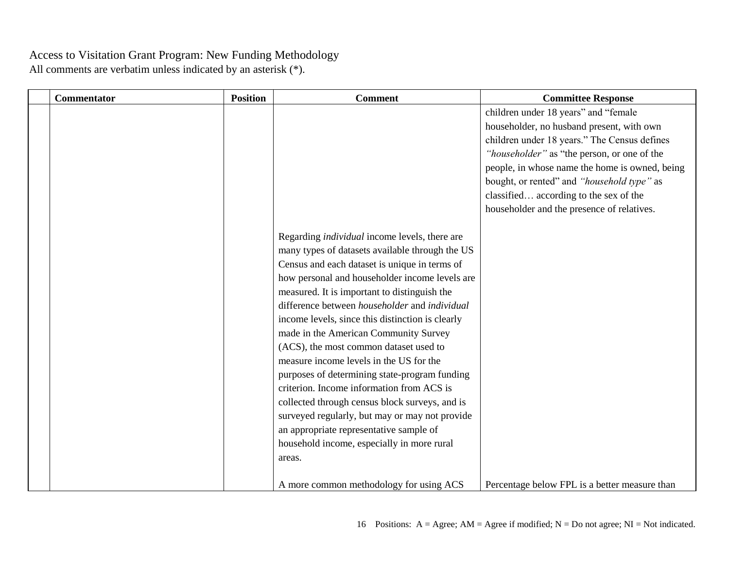Access to Visitation Grant Program: New Funding Methodology
All comments are verbatim unless indicated by an asterisk (*).

| | Commentator | Position | Comment | Committee Response |
|---|---|---|---|---|
| | | | | children under 18 years" and "female householder, no husband present, with own children under 18 years." The Census defines *"householder"* as "the person, or one of the people, in whose name the home is owned, being bought, or rented" and *"household type"* as classified… according to the sex of the householder and the presence of relatives. |
| | | | Regarding *individual* income levels, there are many types of datasets available through the US Census and each dataset is unique in terms of how personal and householder income levels are measured. It is important to distinguish the difference between *householder* and *individual* income levels, since this distinction is clearly made in the American Community Survey (ACS), the most common dataset used to measure income levels in the US for the purposes of determining state-program funding criterion. Income information from ACS is collected through census block surveys, and is surveyed regularly, but may or may not provide an appropriate representative sample of household income, especially in more rural areas. | |
| | | | A more common methodology for using ACS | Percentage below FPL is a better measure than |

Positions: A = Agree; AM = Agree if modified; N = Do not agree; NI = Not indicated.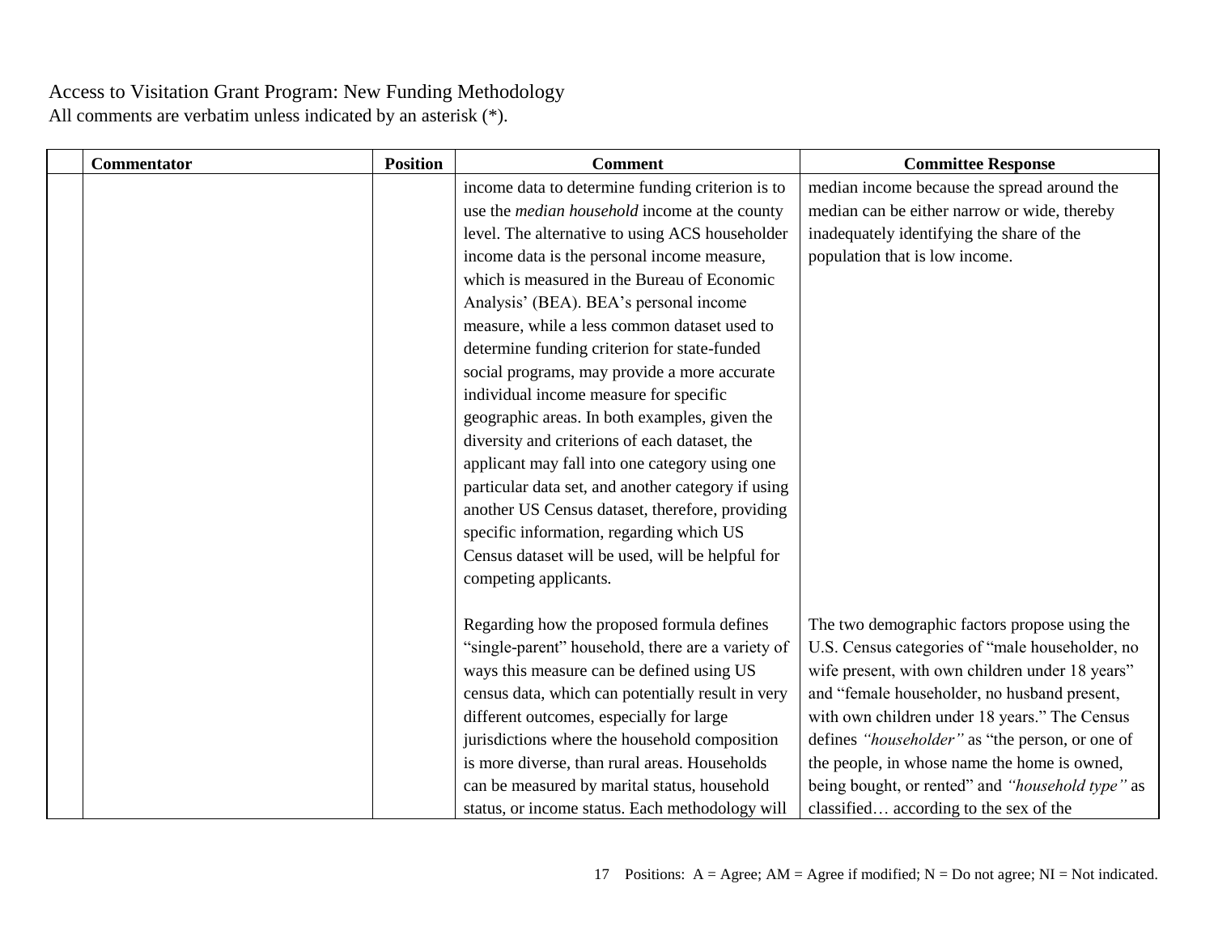Access to Visitation Grant Program: New Funding Methodology
All comments are verbatim unless indicated by an asterisk (*).

| | Commentator | Position | Comment | Committee Response |
|---|---|---|---|---|
| | | | income data to determine funding criterion is to use the *median household* income at the county level. The alternative to using ACS householder income data is the personal income measure, which is measured in the Bureau of Economic Analysis' (BEA). BEA's personal income measure, while a less common dataset used to determine funding criterion for state-funded social programs, may provide a more accurate individual income measure for specific geographic areas. In both examples, given the diversity and criterions of each dataset, the applicant may fall into one category using one particular data set, and another category if using another US Census dataset, therefore, providing specific information, regarding which US Census dataset will be used, will be helpful for competing applicants.<br><br>Regarding how the proposed formula defines "single-parent" household, there are a variety of ways this measure can be defined using US census data, which can potentially result in very different outcomes, especially for large jurisdictions where the household composition is more diverse, than rural areas. Households can be measured by marital status, household status, or income status. Each methodology will | median income because the spread around the median can be either narrow or wide, thereby inadequately identifying the share of the population that is low income.<br><br>The two demographic factors propose using the U.S. Census categories of "male householder, no wife present, with own children under 18 years" and "female householder, no husband present, with own children under 18 years." The Census defines *"householder"* as "the person, or one of the people, in whose name the home is owned, being bought, or rented" and *"household type"* as classified… according to the sex of the |

Positions: A = Agree; AM = Agree if modified; N = Do not agree; NI = Not indicated.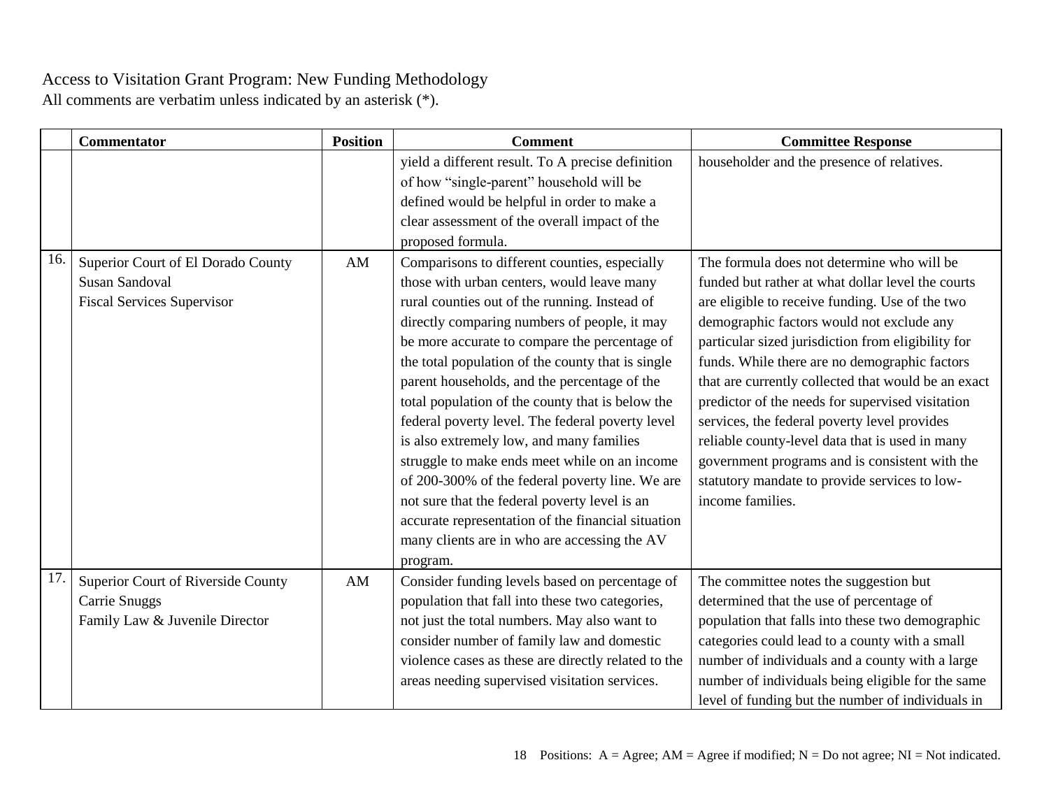Access to Visitation Grant Program: New Funding Methodology
All comments are verbatim unless indicated by an asterisk (*).

| | Commentator | Position | Comment | Committee Response |
|---|---|---|---|---|
| | | | yield a different result. To A precise definition of how "single-parent" household will be defined would be helpful in order to make a clear assessment of the overall impact of the proposed formula. | householder and the presence of relatives. |
| 16. | Superior Court of El Dorado County<br>Susan Sandoval<br>Fiscal Services Supervisor | AM | Comparisons to different counties, especially those with urban centers, would leave many rural counties out of the running. Instead of directly comparing numbers of people, it may be more accurate to compare the percentage of the total population of the county that is single parent households, and the percentage of the total population of the county that is below the federal poverty level. The federal poverty level is also extremely low, and many families struggle to make ends meet while on an income of 200-300% of the federal poverty line. We are not sure that the federal poverty level is an accurate representation of the financial situation many clients are in who are accessing the AV program. | The formula does not determine who will be funded but rather at what dollar level the courts are eligible to receive funding. Use of the two demographic factors would not exclude any particular sized jurisdiction from eligibility for funds. While there are no demographic factors that are currently collected that would be an exact predictor of the needs for supervised visitation services, the federal poverty level provides reliable county-level data that is used in many government programs and is consistent with the statutory mandate to provide services to low-income families. |
| 17. | Superior Court of Riverside County<br>Carrie Snuggs<br>Family Law & Juvenile Director | AM | Consider funding levels based on percentage of population that fall into these two categories, not just the total numbers. May also want to consider number of family law and domestic violence cases as these are directly related to the areas needing supervised visitation services. | The committee notes the suggestion but determined that the use of percentage of population that falls into these two demographic categories could lead to a county with a small number of individuals and a county with a large number of individuals being eligible for the same level of funding but the number of individuals in |

Positions: A = Agree; AM = Agree if modified; N = Do not agree; NI = Not indicated.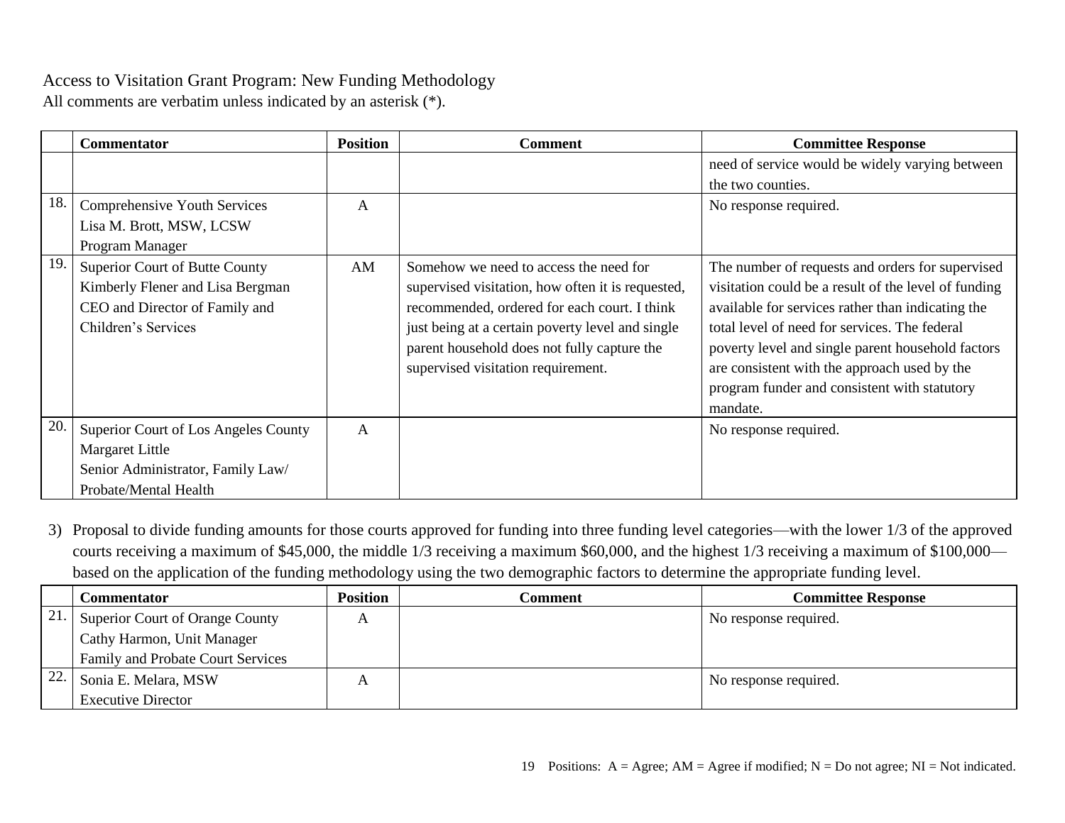Access to Visitation Grant Program: New Funding Methodology
All comments are verbatim unless indicated by an asterisk (*).

| | Commentator | Position | Comment | Committee Response |
|---|---|---|---|---|
| | | | | need of service would be widely varying between the two counties. |
| 18. | Comprehensive Youth Services<br>Lisa M. Brott, MSW, LCSW<br>Program Manager | A | | No response required. |
| 19. | Superior Court of Butte County<br>Kimberly Flener and Lisa Bergman<br>CEO and Director of Family and Children's Services | AM | Somehow we need to access the need for supervised visitation, how often it is requested, recommended, ordered for each court. I think just being at a certain poverty level and single parent household does not fully capture the supervised visitation requirement. | The number of requests and orders for supervised visitation could be a result of the level of funding available for services rather than indicating the total level of need for services. The federal poverty level and single parent household factors are consistent with the approach used by the program funder and consistent with statutory mandate. |
| 20. | Superior Court of Los Angeles County<br>Margaret Little<br>Senior Administrator, Family Law/ Probate/Mental Health | A | | No response required. |

3) Proposal to divide funding amounts for those courts approved for funding into three funding level categories—with the lower 1/3 of the approved courts receiving a maximum of $45,000, the middle 1/3 receiving a maximum $60,000, and the highest 1/3 receiving a maximum of $100,000—based on the application of the funding methodology using the two demographic factors to determine the appropriate funding level.

| | Commentator | Position | Comment | Committee Response |
|---|---|---|---|---|
| 21. | Superior Court of Orange County<br>Cathy Harmon, Unit Manager<br>Family and Probate Court Services | A | | No response required. |
| 22. | Sonia E. Melara, MSW<br>Executive Director | A | | No response required. |

Positions: A = Agree; AM = Agree if modified; N = Do not agree; NI = Not indicated.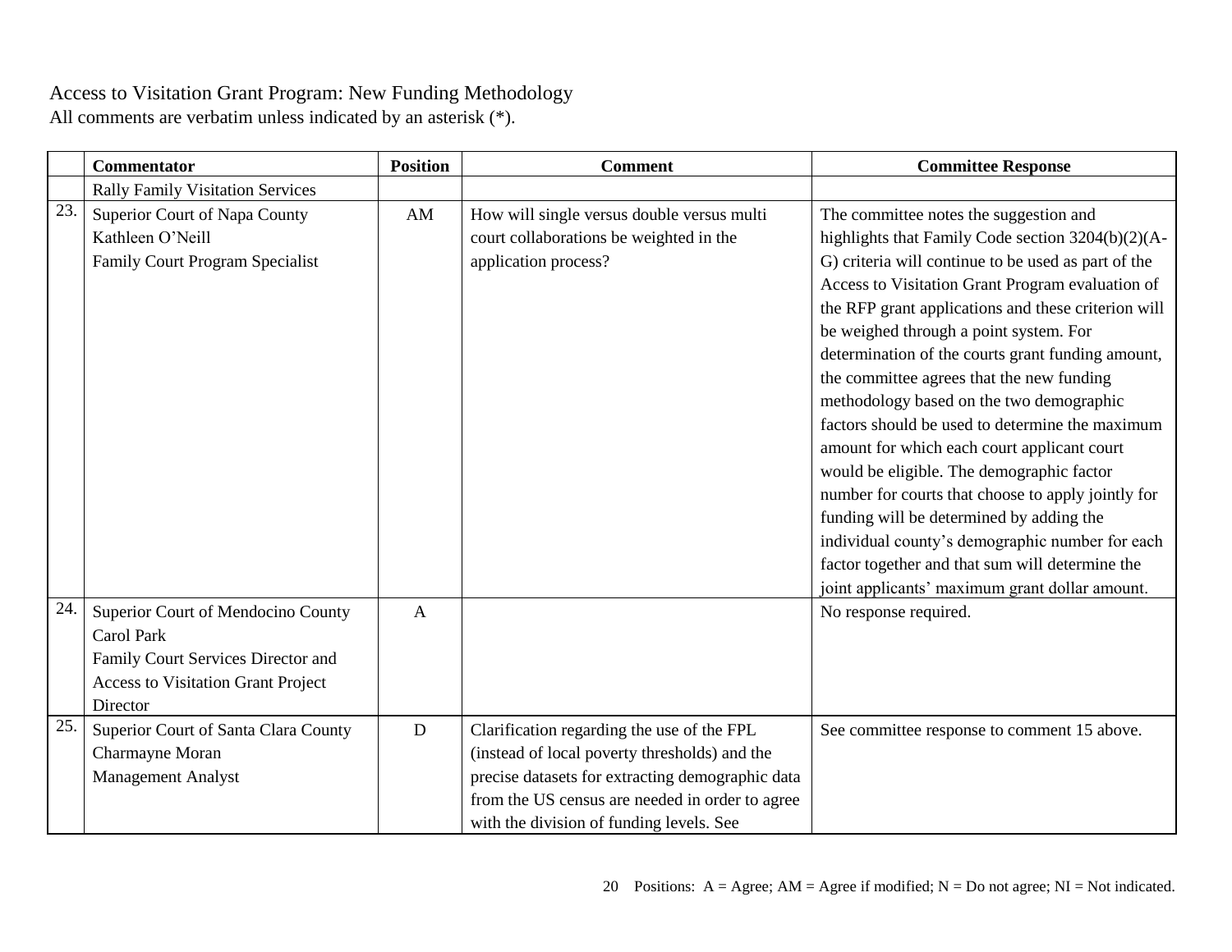Access to Visitation Grant Program: New Funding Methodology
All comments are verbatim unless indicated by an asterisk (*).

| | Commentator | Position | Comment | Committee Response |
|---|---|---|---|---|
| | Rally Family Visitation Services | | | |
| 23. | Superior Court of Napa County<br>Kathleen O'Neill<br>Family Court Program Specialist | AM | How will single versus double versus multi court collaborations be weighted in the application process? | The committee notes the suggestion and highlights that Family Code section 3204(b)(2)(A-G) criteria will continue to be used as part of the Access to Visitation Grant Program evaluation of the RFP grant applications and these criterion will be weighed through a point system. For determination of the courts grant funding amount, the committee agrees that the new funding methodology based on the two demographic factors should be used to determine the maximum amount for which each court applicant court would be eligible. The demographic factor number for courts that choose to apply jointly for funding will be determined by adding the individual county's demographic number for each factor together and that sum will determine the joint applicants' maximum grant dollar amount. |
| 24. | Superior Court of Mendocino County<br>Carol Park<br>Family Court Services Director and Access to Visitation Grant Project Director | A | | No response required. |
| 25. | Superior Court of Santa Clara County<br>Charmayne Moran<br>Management Analyst | D | Clarification regarding the use of the FPL (instead of local poverty thresholds) and the precise datasets for extracting demographic data from the US census are needed in order to agree with the division of funding levels. See | See committee response to comment 15 above. |

Positions: A = Agree; AM = Agree if modified; N = Do not agree; NI = Not indicated.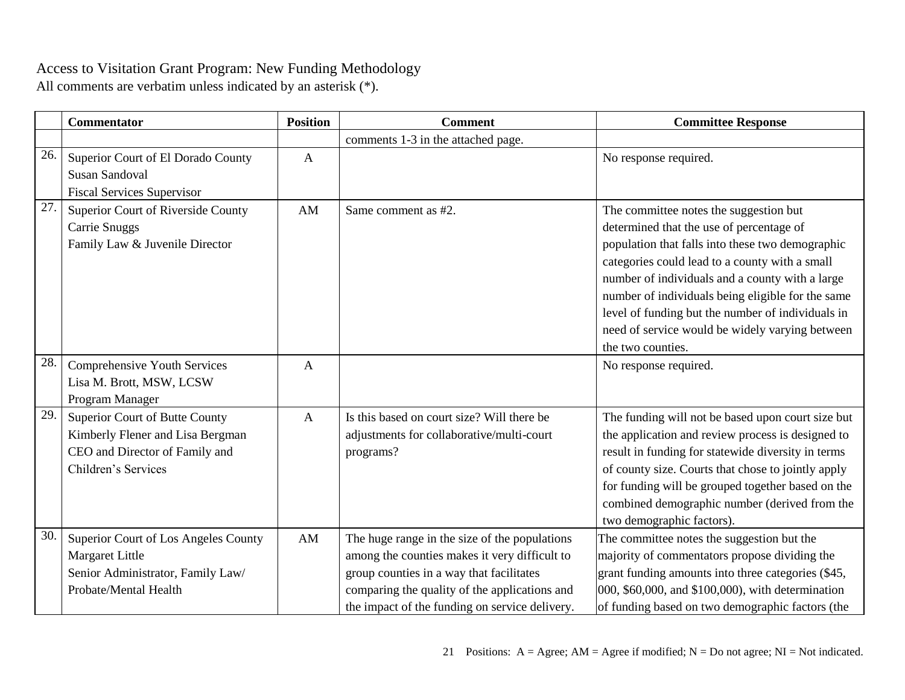Access to Visitation Grant Program: New Funding Methodology
All comments are verbatim unless indicated by an asterisk (*).

| | Commentator | Position | Comment | Committee Response |
|---|---|---|---|---|
| | | | comments 1-3 in the attached page. | |
| 26. | Superior Court of El Dorado County<br>Susan Sandoval<br>Fiscal Services Supervisor | A | | No response required. |
| 27. | Superior Court of Riverside County<br>Carrie Snuggs<br>Family Law & Juvenile Director | AM | Same comment as #2. | The committee notes the suggestion but determined that the use of percentage of population that falls into these two demographic categories could lead to a county with a small number of individuals and a county with a large number of individuals being eligible for the same level of funding but the number of individuals in need of service would be widely varying between the two counties. |
| 28. | Comprehensive Youth Services<br>Lisa M. Brott, MSW, LCSW<br>Program Manager | A | | No response required. |
| 29. | Superior Court of Butte County<br>Kimberly Flener and Lisa Bergman<br>CEO and Director of Family and Children's Services | A | Is this based on court size? Will there be adjustments for collaborative/multi-court programs? | The funding will not be based upon court size but the application and review process is designed to result in funding for statewide diversity in terms of county size. Courts that chose to jointly apply for funding will be grouped together based on the combined demographic number (derived from the two demographic factors). |
| 30. | Superior Court of Los Angeles County<br>Margaret Little<br>Senior Administrator, Family Law/ Probate/Mental Health | AM | The huge range in the size of the populations among the counties makes it very difficult to group counties in a way that facilitates comparing the quality of the applications and the impact of the funding on service delivery. | The committee notes the suggestion but the majority of commentators propose dividing the grant funding amounts into three categories ($45, 000, $60,000, and $100,000), with determination of funding based on two demographic factors (the |

Positions: A = Agree; AM = Agree if modified; N = Do not agree; NI = Not indicated.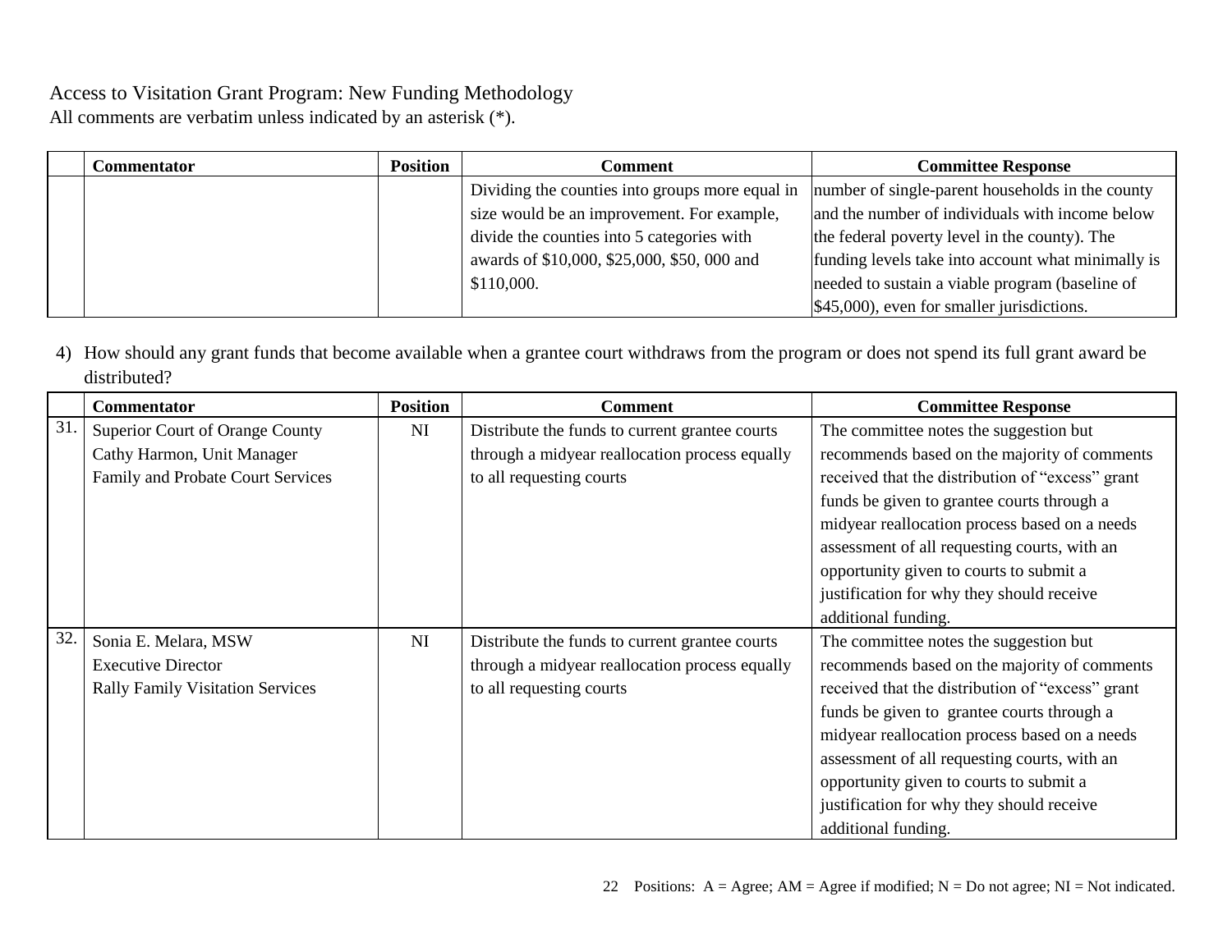Access to Visitation Grant Program: New Funding Methodology
All comments are verbatim unless indicated by an asterisk (*).

| | Commentator | Position | Comment | Committee Response |
|---|---|---|---|---|
| | | | Dividing the counties into groups more equal in size would be an improvement. For example, divide the counties into 5 categories with awards of $10,000, $25,000, $50, 000 and $110,000. | number of single-parent households in the county and the number of individuals with income below the federal poverty level in the county). The funding levels take into account what minimally is needed to sustain a viable program (baseline of $45,000), even for smaller jurisdictions. |

4) How should any grant funds that become available when a grantee court withdraws from the program or does not spend its full grant award be distributed?

| | Commentator | Position | Comment | Committee Response |
|---|---|---|---|---|
| 31. | Superior Court of Orange County<br>Cathy Harmon, Unit Manager<br>Family and Probate Court Services | NI | Distribute the funds to current grantee courts through a midyear reallocation process equally to all requesting courts | The committee notes the suggestion but recommends based on the majority of comments received that the distribution of "excess" grant funds be given to grantee courts through a midyear reallocation process based on a needs assessment of all requesting courts, with an opportunity given to courts to submit a justification for why they should receive additional funding. |
| 32. | Sonia E. Melara, MSW<br>Executive Director<br>Rally Family Visitation Services | NI | Distribute the funds to current grantee courts through a midyear reallocation process equally to all requesting courts | The committee notes the suggestion but recommends based on the majority of comments received that the distribution of "excess" grant funds be given to grantee courts through a midyear reallocation process based on a needs assessment of all requesting courts, with an opportunity given to courts to submit a justification for why they should receive additional funding. |

Positions: A = Agree; AM = Agree if modified; N = Do not agree; NI = Not indicated.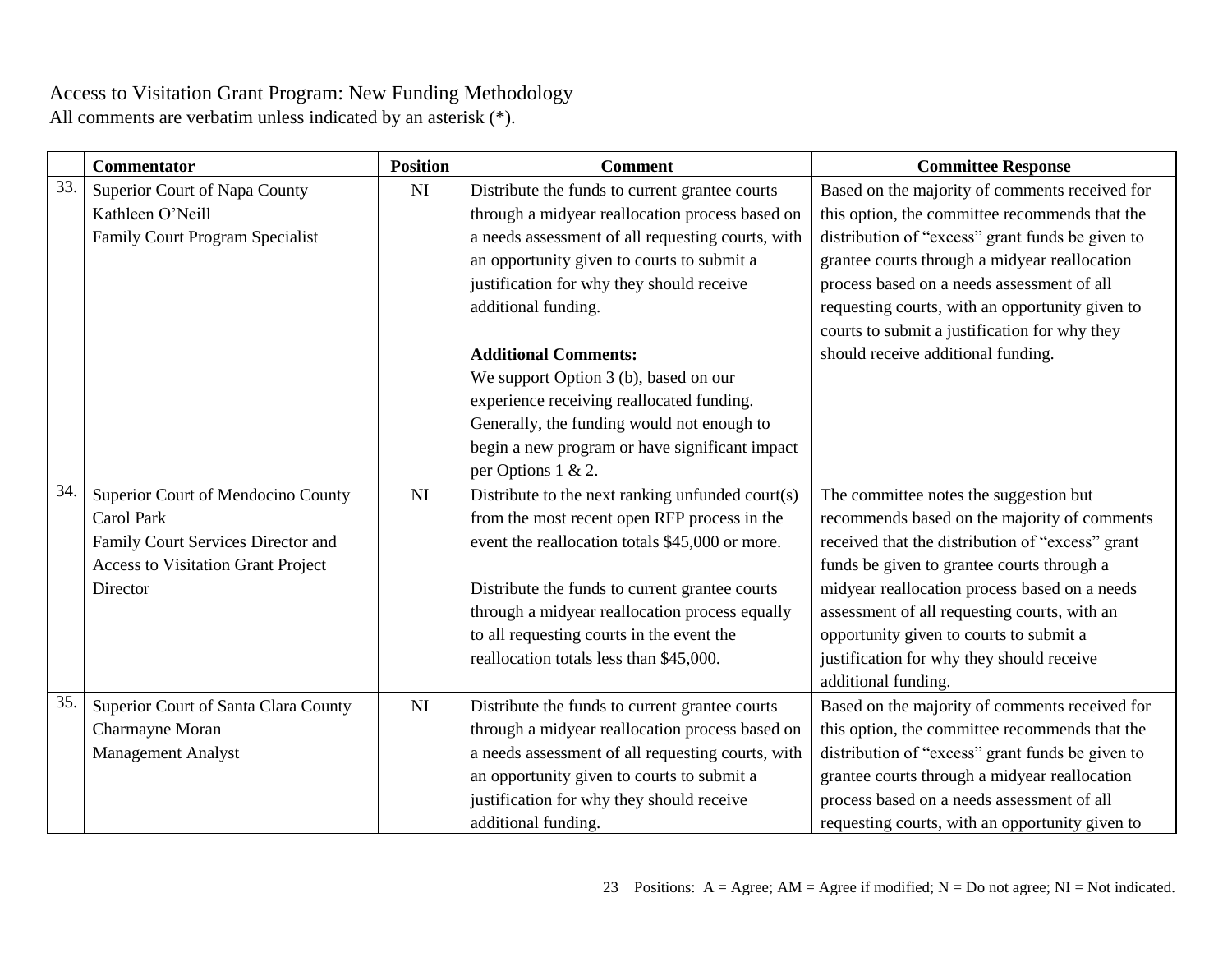Access to Visitation Grant Program: New Funding Methodology
All comments are verbatim unless indicated by an asterisk (*).

| | Commentator | Position | Comment | Committee Response |
|---|---|---|---|---|
| 33. | Superior Court of Napa County<br>Kathleen O'Neill<br>Family Court Program Specialist | NI | Distribute the funds to current grantee courts through a midyear reallocation process based on a needs assessment of all requesting courts, with an opportunity given to courts to submit a justification for why they should receive additional funding.<br><br>**Additional Comments:**<br>We support Option 3 (b), based on our experience receiving reallocated funding. Generally, the funding would not enough to begin a new program or have significant impact per Options 1 & 2. | Based on the majority of comments received for this option, the committee recommends that the distribution of "excess" grant funds be given to grantee courts through a midyear reallocation process based on a needs assessment of all requesting courts, with an opportunity given to courts to submit a justification for why they should receive additional funding. |
| 34. | Superior Court of Mendocino County<br>Carol Park<br>Family Court Services Director and Access to Visitation Grant Project Director | NI | Distribute to the next ranking unfunded court(s) from the most recent open RFP process in the event the reallocation totals $45,000 or more.<br><br>Distribute the funds to current grantee courts through a midyear reallocation process equally to all requesting courts in the event the reallocation totals less than $45,000. | The committee notes the suggestion but recommends based on the majority of comments received that the distribution of "excess" grant funds be given to grantee courts through a midyear reallocation process based on a needs assessment of all requesting courts, with an opportunity given to courts to submit a justification for why they should receive additional funding. |
| 35. | Superior Court of Santa Clara County<br>Charmayne Moran<br>Management Analyst | NI | Distribute the funds to current grantee courts through a midyear reallocation process based on a needs assessment of all requesting courts, with an opportunity given to courts to submit a justification for why they should receive additional funding. | Based on the majority of comments received for this option, the committee recommends that the distribution of "excess" grant funds be given to grantee courts through a midyear reallocation process based on a needs assessment of all requesting courts, with an opportunity given to |

Positions: A = Agree; AM = Agree if modified; N = Do not agree; NI = Not indicated.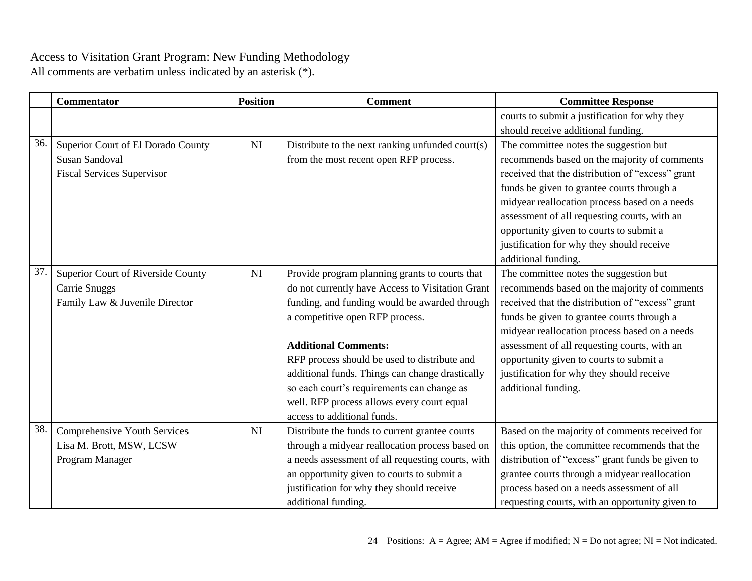Access to Visitation Grant Program: New Funding Methodology
All comments are verbatim unless indicated by an asterisk (*).

| | Commentator | Position | Comment | Committee Response |
|---|---|---|---|---|
| | | | | courts to submit a justification for why they should receive additional funding. |
| 36. | Superior Court of El Dorado County<br>Susan Sandoval<br>Fiscal Services Supervisor | NI | Distribute to the next ranking unfunded court(s) from the most recent open RFP process. | The committee notes the suggestion but recommends based on the majority of comments received that the distribution of "excess" grant funds be given to grantee courts through a midyear reallocation process based on a needs assessment of all requesting courts, with an opportunity given to courts to submit a justification for why they should receive additional funding. |
| 37. | Superior Court of Riverside County<br>Carrie Snuggs<br>Family Law & Juvenile Director | NI | Provide program planning grants to courts that do not currently have Access to Visitation Grant funding, and funding would be awarded through a competitive open RFP process.<br><br>**Additional Comments:**<br>RFP process should be used to distribute and additional funds. Things can change drastically so each court's requirements can change as well. RFP process allows every court equal access to additional funds. | The committee notes the suggestion but recommends based on the majority of comments received that the distribution of "excess" grant funds be given to grantee courts through a midyear reallocation process based on a needs assessment of all requesting courts, with an opportunity given to courts to submit a justification for why they should receive additional funding. |
| 38. | Comprehensive Youth Services<br>Lisa M. Brott, MSW, LCSW<br>Program Manager | NI | Distribute the funds to current grantee courts through a midyear reallocation process based on a needs assessment of all requesting courts, with an opportunity given to courts to submit a justification for why they should receive additional funding. | Based on the majority of comments received for this option, the committee recommends that the distribution of "excess" grant funds be given to grantee courts through a midyear reallocation process based on a needs assessment of all requesting courts, with an opportunity given to |

Positions: A = Agree; AM = Agree if modified; N = Do not agree; NI = Not indicated.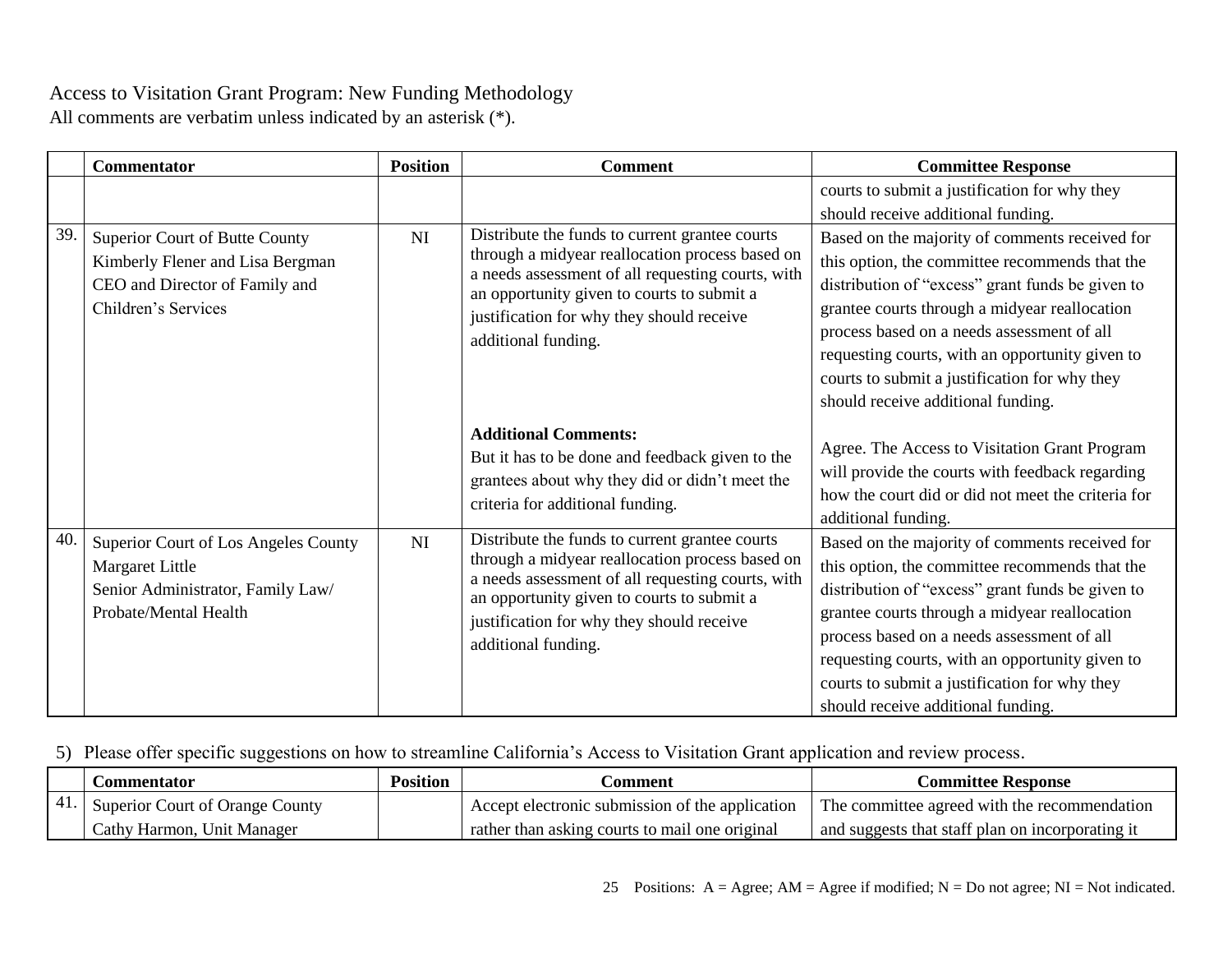Access to Visitation Grant Program: New Funding Methodology
All comments are verbatim unless indicated by an asterisk (*).

| | Commentator | Position | Comment | Committee Response |
|---|---|---|---|---|
| | | | | courts to submit a justification for why they should receive additional funding. |
| 39. | Superior Court of Butte County<br>Kimberly Flener and Lisa Bergman<br>CEO and Director of Family and Children's Services | NI | Distribute the funds to current grantee courts through a midyear reallocation process based on a needs assessment of all requesting courts, with an opportunity given to courts to submit a justification for why they should receive additional funding.<br><br>**Additional Comments:**<br>But it has to be done and feedback given to the grantees about why they did or didn't meet the criteria for additional funding. | Based on the majority of comments received for this option, the committee recommends that the distribution of "excess" grant funds be given to grantee courts through a midyear reallocation process based on a needs assessment of all requesting courts, with an opportunity given to courts to submit a justification for why they should receive additional funding.<br><br>Agree. The Access to Visitation Grant Program will provide the courts with feedback regarding how the court did or did not meet the criteria for additional funding. |
| 40. | Superior Court of Los Angeles County<br>Margaret Little<br>Senior Administrator, Family Law/ Probate/Mental Health | NI | Distribute the funds to current grantee courts through a midyear reallocation process based on a needs assessment of all requesting courts, with an opportunity given to courts to submit a justification for why they should receive additional funding. | Based on the majority of comments received for this option, the committee recommends that the distribution of "excess" grant funds be given to grantee courts through a midyear reallocation process based on a needs assessment of all requesting courts, with an opportunity given to courts to submit a justification for why they should receive additional funding. |

5) Please offer specific suggestions on how to streamline California's Access to Visitation Grant application and review process.

| | Commentator | Position | Comment | Committee Response |
|---|---|---|---|---|
| 41. | Superior Court of Orange County<br>Cathy Harmon, Unit Manager | | Accept electronic submission of the application rather than asking courts to mail one original | The committee agreed with the recommendation and suggests that staff plan on incorporating it |

Positions: A = Agree; AM = Agree if modified; N = Do not agree; NI = Not indicated.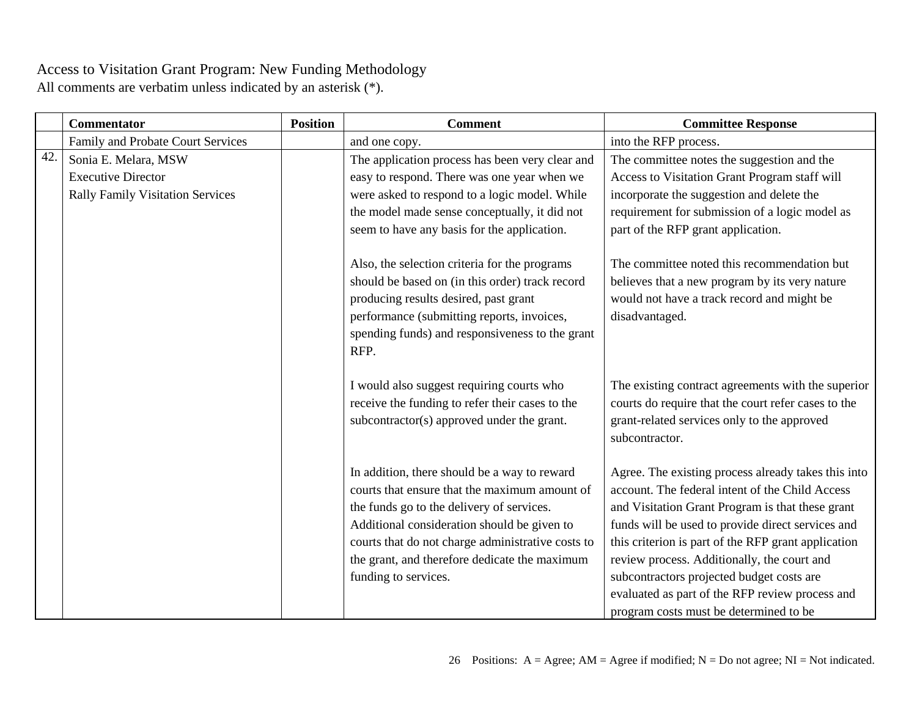Access to Visitation Grant Program: New Funding Methodology
All comments are verbatim unless indicated by an asterisk (*).

| | Commentator | Position | Comment | Committee Response |
|---|---|---|---|---|
| | Family and Probate Court Services | | and one copy. | into the RFP process. |
| 42. | Sonia E. Melara, MSW<br>Executive Director<br>Rally Family Visitation Services | | The application process has been very clear and easy to respond. There was one year when we were asked to respond to a logic model. While the model made sense conceptually, it did not seem to have any basis for the application.<br><br>Also, the selection criteria for the programs should be based on (in this order) track record producing results desired, past grant performance (submitting reports, invoices, spending funds) and responsiveness to the grant RFP.<br><br>I would also suggest requiring courts who receive the funding to refer their cases to the subcontractor(s) approved under the grant.<br><br>In addition, there should be a way to reward courts that ensure that the maximum amount of the funds go to the delivery of services. Additional consideration should be given to courts that do not charge administrative costs to the grant, and therefore dedicate the maximum funding to services. | The committee notes the suggestion and the Access to Visitation Grant Program staff will incorporate the suggestion and delete the requirement for submission of a logic model as part of the RFP grant application.<br><br>The committee noted this recommendation but believes that a new program by its very nature would not have a track record and might be disadvantaged.<br><br>The existing contract agreements with the superior courts do require that the court refer cases to the grant-related services only to the approved subcontractor.<br><br>Agree. The existing process already takes this into account. The federal intent of the Child Access and Visitation Grant Program is that these grant funds will be used to provide direct services and this criterion is part of the RFP grant application review process. Additionally, the court and subcontractors projected budget costs are evaluated as part of the RFP review process and program costs must be determined to be |

Positions: A = Agree; AM = Agree if modified; N = Do not agree; NI = Not indicated.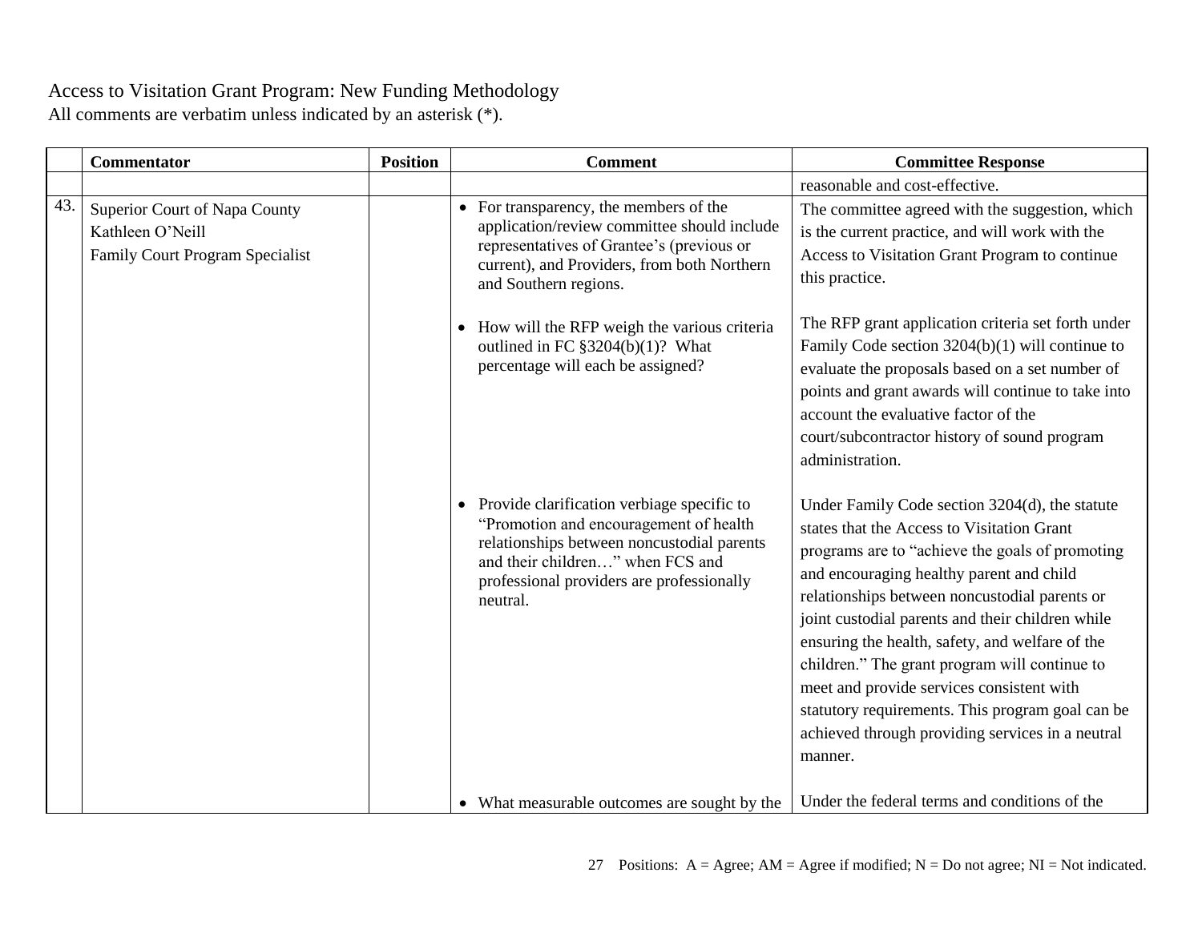Access to Visitation Grant Program: New Funding Methodology
All comments are verbatim unless indicated by an asterisk (*).

| | Commentator | Position | Comment | Committee Response |
|---|---|---|---|---|
| | | | | reasonable and cost-effective. |
| 43. | Superior Court of Napa County<br>Kathleen O'Neill<br>Family Court Program Specialist | | • For transparency, the members of the application/review committee should include representatives of Grantee's (previous or current), and Providers, from both Northern and Southern regions. | The committee agreed with the suggestion, which is the current practice, and will work with the Access to Visitation Grant Program to continue this practice. |
| | | | • How will the RFP weigh the various criteria outlined in FC §3204(b)(1)? What percentage will each be assigned? | The RFP grant application criteria set forth under Family Code section 3204(b)(1) will continue to evaluate the proposals based on a set number of points and grant awards will continue to take into account the evaluative factor of the court/subcontractor history of sound program administration. |
| | | | • Provide clarification verbiage specific to "Promotion and encouragement of health relationships between noncustodial parents and their children…" when FCS and professional providers are professionally neutral. | Under Family Code section 3204(d), the statute states that the Access to Visitation Grant programs are to "achieve the goals of promoting and encouraging healthy parent and child relationships between noncustodial parents or joint custodial parents and their children while ensuring the health, safety, and welfare of the children." The grant program will continue to meet and provide services consistent with statutory requirements. This program goal can be achieved through providing services in a neutral manner. |
| | | | • What measurable outcomes are sought by the | Under the federal terms and conditions of the |

Positions: A = Agree; AM = Agree if modified; N = Do not agree; NI = Not indicated.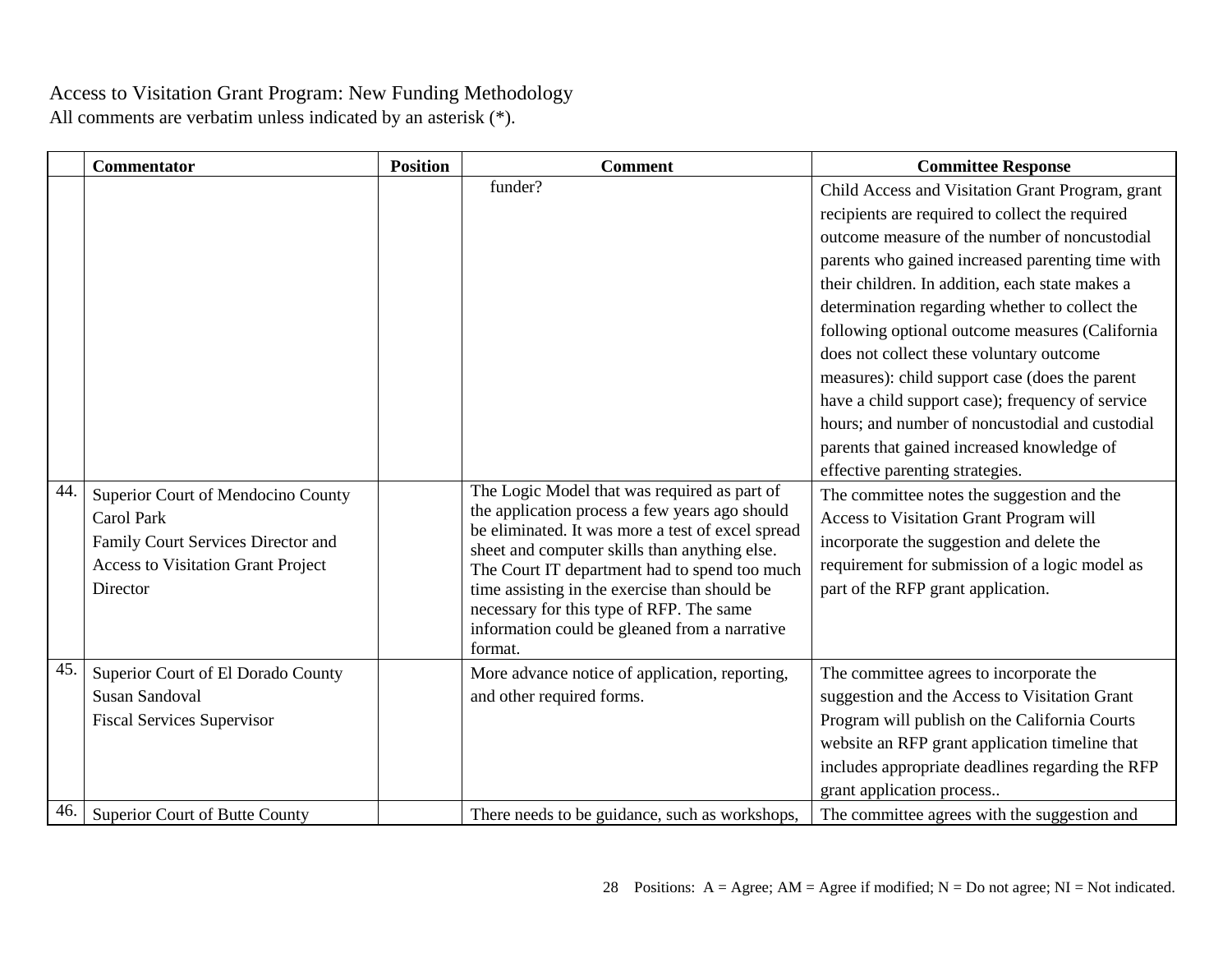Access to Visitation Grant Program: New Funding Methodology
All comments are verbatim unless indicated by an asterisk (*).

| | Commentator | Position | Comment | Committee Response |
|---|---|---|---|---|
| | | | funder? | Child Access and Visitation Grant Program, grant recipients are required to collect the required outcome measure of the number of noncustodial parents who gained increased parenting time with their children. In addition, each state makes a determination regarding whether to collect the following optional outcome measures (California does not collect these voluntary outcome measures): child support case (does the parent have a child support case); frequency of service hours; and number of noncustodial and custodial parents that gained increased knowledge of effective parenting strategies. |
| 44. | Superior Court of Mendocino County<br>Carol Park<br>Family Court Services Director and Access to Visitation Grant Project Director | | The Logic Model that was required as part of the application process a few years ago should be eliminated. It was more a test of excel spread sheet and computer skills than anything else. The Court IT department had to spend too much time assisting in the exercise than should be necessary for this type of RFP. The same information could be gleaned from a narrative format. | The committee notes the suggestion and the Access to Visitation Grant Program will incorporate the suggestion and delete the requirement for submission of a logic model as part of the RFP grant application. |
| 45. | Superior Court of El Dorado County<br>Susan Sandoval<br>Fiscal Services Supervisor | | More advance notice of application, reporting, and other required forms. | The committee agrees to incorporate the suggestion and the Access to Visitation Grant Program will publish on the California Courts website an RFP grant application timeline that includes appropriate deadlines regarding the RFP grant application process.. |
| 46. | Superior Court of Butte County | | There needs to be guidance, such as workshops, | The committee agrees with the suggestion and |

Positions: A = Agree; AM = Agree if modified; N = Do not agree; NI = Not indicated.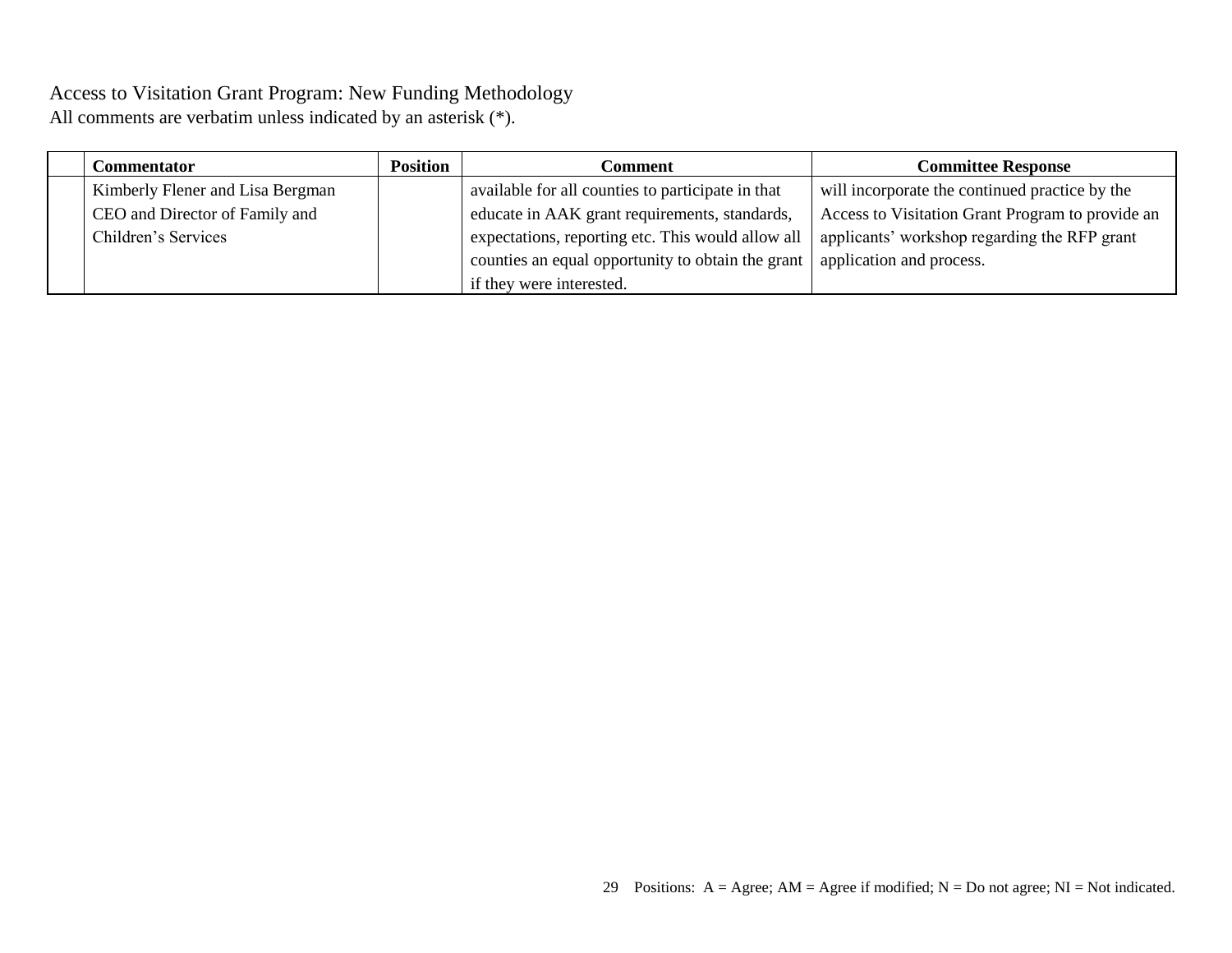Access to Visitation Grant Program: New Funding Methodology
All comments are verbatim unless indicated by an asterisk (*).

| | Commentator | Position | Comment | Committee Response |
|---|---|---|---|---|
| | Kimberly Flener and Lisa Bergman<br>CEO and Director of Family and Children's Services | | available for all counties to participate in that educate in AAK grant requirements, standards, expectations, reporting etc. This would allow all counties an equal opportunity to obtain the grant if they were interested. | will incorporate the continued practice by the Access to Visitation Grant Program to provide an applicants' workshop regarding the RFP grant application and process. |

Positions: A = Agree; AM = Agree if modified; N = Do not agree; NI = Not indicated.